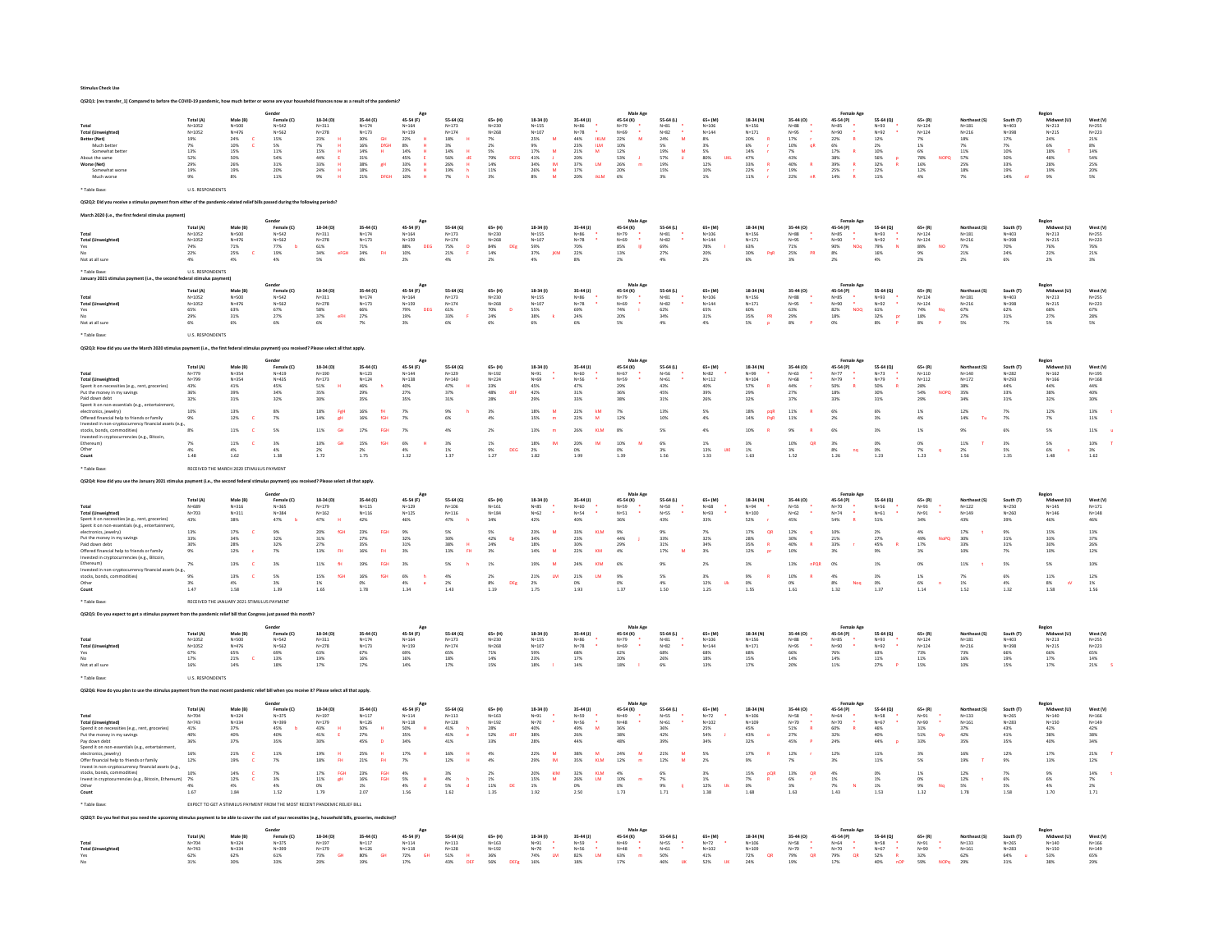**Stimulus Check Use**

**QS2Q1: [res transfer_1] Compared to before the COVID-19 pandemic, how much better or worse are your household finances now as a result of the pandemic?**

| | | Gender | | Age | | | | | Male Age | | | | | Female Age | | | | | Region | | | |
|---|---|---|---|---|---|---|---|---|---|---|---|---|---|---|---|---|---|---|---|---|---|---|
| | Total (A) | Male (B) | Female (C) | 18-34 (D) | 35-44 (E) | 45-54 (F) | 55-64 (G) | 65+ (H) | 18-34 (I) | 35-44 (J) | 45-54 (K) | 55-64 (L) | 65+ (M) | 18-34 (N) | 35-44 (O) | 45-54 (P) | 55-64 (Q) | 65+ (R) | Northeast (S) | South (T) | Midwest (U) | West (V) |
| Total | N=1052 | N=500 | N=542 | N=311 | N=174 | N=164 | N=173 | N=230 | N=155 | N=86 * | N=79 * | N=81 * | N=106 | N=156 | N=88 * | N=85 * | N=93 * | N=124 | N=181 | N=403 | N=213 | N=255 |
| Total (Unweighted) | N=1052 | N=476 | N=562 | N=278 | N=173 | N=159 | N=174 | N=268 | N=107 | N=78 * | N=69 * | N=82 * | N=144 | N=171 | N=95 * | N=90 * | N=92 * | N=124 | N=216 | N=398 | N=215 | N=223 |
| Better (Net) | 19% | 24% C | 15% | 23% H | 30% GH | 22% H | 18% H | 7% | 25% M | 44% IKLM | 24% M | 24% M | 8% | 20% R | 17% r | 22% R | 12% | 7% | 18% | 17% | 24% | 21% |
| Much better | 7% | 10% C | 5% | 7% H | 16% DFGH | 8% H | 3% | 2% | 9% | 23% ILM | 10% | 5% | 3% | 6% r | 10% qR | 6% | 2% | 1% | 7% | 7% | 6% | 8% |
| Somewhat better | 13% | 15% | 11% | 15% H | 14% H | 14% H | 14% H | 5% | 17% M | 21% M | 12% | 19% M | 5% | 14% r | 7% | 17% R | 10% | 6% | 11% | 10% | 18% T | 14% |
| About the same | 52% | 50% | 54% | 44% | 31% | 45% E | 56% dE | 79% DEFG | 41% i | 20% | 53% J | 57% J | 80% IJKL | 47% | 43% | 38% | 56% p | 78% NOPQ | 57% | 50% | 48% | 54% |
| Worse (Net) | 29% | 26% | 31% | 33% H | 38% gH | 33% H | 26% H | 14% | 34% IM | 37% LM | 26% m | 19% | 12% | 33% R | 40% R | 39% R | 32% R | 16% | 25% | 33% | 28% | 25% |
| Somewhat worse | 19% | 19% | 20% | 24% H | 18% | 23% H | 19% h | 11% | 26% M | 17% | 20% | 15% | 10% | 22% r | 19% | 25% r | 22% | 12% | 18% | 19% | 19% | 20% |
| Much worse | 9% | 8% | 11% | 9% H | 21% DFGH | 10% H | 7% h | 3% | 8% M | 20% iKLM | 6% | 3% | 1% | 11% r | 22% nR | 14% R | 11% | 4% | 7% | 14% sV | 9% | 5% |

* Table Base: U.S. RESPONDENTS

**QS2Q2: Did you receive a stimulus payment from either of the pandemic-related relief bills passed during the following periods?**

**March 2020 (i.e., the first federal stimulus payment)**

| | | Gender | | Age | | | | | Male Age | | | | | Female Age | | | | | Region | | | |
|---|---|---|---|---|---|---|---|---|---|---|---|---|---|---|---|---|---|---|---|---|---|---|
| | Total (A) | Male (B) | Female (C) | 18-34 (D) | 35-44 (E) | 45-54 (F) | 55-64 (G) | 65+ (H) | 18-34 (I) | 35-44 (J) | 45-54 (K) | 55-64 (L) | 65+ (M) | 18-34 (N) | 35-44 (O) | 45-54 (P) | 55-64 (Q) | 65+ (R) | Northeast (S) | South (T) | Midwest (U) | West (V) |
| Total | N=1052 | N=500 | N=542 | N=311 | N=174 | N=164 | N=173 | N=230 | N=155 | N=86 * | N=79 * | N=81 * | N=106 | N=156 | N=88 * | N=85 * | N=93 * | N=124 | N=181 | N=403 | N=213 | N=255 |
| Total (Unweighted) | N=1052 | N=476 | N=562 | N=278 | N=173 | N=159 | N=174 | N=268 | N=107 | N=78 * | N=69 * | N=82 * | N=144 | N=171 | N=95 * | N=90 * | N=92 * | N=124 | N=216 | N=398 | N=215 | N=223 |
| Yes | 74% | 71% | 77% b | 61% | 71% | 88% DEG | 75% D | 84% DEg | 59% | 70% | 85% IJ | 69% | 78% I | 63% | 71% | 90% NOq | 78% N | 89% NO | 77% | 70% | 76% | 76% |
| No | 22% | 25% C | 19% | 34% eFGH | 24% FH | 10% | 21% F | 14% | 37% JKM | 22% | 13% | 27% | 20% | 30% PqR | 25% PR | 8% | 16% | 9% | 21% | 24% | 22% | 21% |
| Not at all sure | 4% | 4% | 4% | 5% | 6% | 2% | 4% | 2% | 4% | 8% | 2% | 4% | 2% | 6% | 3% | 2% | 6% | 2% | 2% | 6% | 2% | 3% |

* Table Base: U.S. RESPONDENTS

**January 2021 stimulus payment (i.e., the second federal stimulus payment)**

| | | Gender | | Age | | | | | Male Age | | | | | Female Age | | | | | Region | | | |
|---|---|---|---|---|---|---|---|---|---|---|---|---|---|---|---|---|---|---|---|---|---|---|
| | Total (A) | Male (B) | Female (C) | 18-34 (D) | 35-44 (E) | 45-54 (F) | 55-64 (G) | 65+ (H) | 18-34 (I) | 35-44 (J) | 45-54 (K) | 55-64 (L) | 65+ (M) | 18-34 (N) | 35-44 (O) | 45-54 (P) | 55-64 (Q) | 65+ (R) | Northeast (S) | South (T) | Midwest (U) | West (V) |
| Total | N=1052 | N=500 | N=542 | N=311 | N=174 | N=164 | N=173 | N=230 | N=155 | N=86 * | N=79 * | N=81 * | N=106 | N=156 | N=88 * | N=85 * | N=93 * | N=124 | N=181 | N=403 | N=213 | N=255 |
| Total (Unweighted) | N=1052 | N=476 | N=562 | N=278 | N=173 | N=159 | N=174 | N=268 | N=107 | N=78 * | N=69 * | N=82 * | N=144 | N=171 | N=95 * | N=90 * | N=92 * | N=124 | N=216 | N=398 | N=215 | N=223 |
| Yes | 65% | 63% | 67% | 58% | 66% | 78% DEG | 61% | 70% D | 55% | 69% | 74% I | 62% | 65% | 60% | 63% | 82% NOQ | 61% | 74% Nq | 67% | 62% | 68% | 67% |
| No | 29% | 31% | 27% | 37% eFH | 27% | 19% | 33% F | 24% | 38% k | 24% | 20% | 34% | 31% | 35% PR | 29% | 18% | 32% pr | 18% | 27% | 31% | 27% | 28% |
| Not at all sure | 6% | 6% | 6% | 6% | 7% | 3% | 6% | 6% | 6% | 6% | 5% | 4% | 4% | 5% p | 8% P | 0% | 8% P | 8% P | 5% | 7% | 5% | 5% |

* Table Base: U.S. RESPONDENTS

**QS2Q3: How did you use the March 2020 stimulus payment (i.e., the first federal stimulus payment) you received? Please select all that apply.**

| | | Gender | | Age | | | | | Male Age | | | | | Female Age | | | | | Region | | | |
|---|---|---|---|---|---|---|---|---|---|---|---|---|---|---|---|---|---|---|---|---|---|---|
| | Total (A) | Male (B) | Female (C) | 18-34 (D) | 35-44 (E) | 45-54 (F) | 55-64 (G) | 65+ (H) | 18-34 (I) | 35-44 (J) | 45-54 (K) | 55-64 (L) | 65+ (M) | 18-34 (N) | 35-44 (O) | 45-54 (P) | 55-64 (Q) | 65+ (R) | Northeast (S) | South (T) | Midwest (U) | West (V) |
| Total | N=779 | N=354 | N=419 | N=190 | N=123 | N=144 | N=129 | N=193 | N=91 * | N=60 * | N=67 * | N=56 * | N=82 * | N=99 * | N=63 * | N=77 * | N=73 * | N=110 | N=140 | N=282 | N=162 | N=195 |
| Total (Unweighted) | N=799 | N=354 | N=435 | N=173 | N=124 | N=138 | N=140 | N=224 | N=69 * | N=56 * | N=59 * | N=61 * | N=112 | N=104 | N=68 * | N=79 * | N=79 * | N=112 | N=172 | N=293 | N=166 | N=168 |
| Spent it on necessities (e.g., rent, groceries) | 43% | 41% | 45% | 51% H | 40% h | 40% | 47% H | 33% | 45% | 47% | 29% | 43% | 40% | 57% R | 44% r | 50% R | 50% R | 28% | 38% | 44% | 44% | 44% |
| Put the money in my savings | 36% | 39% | 34% | 35% | 29% | 27% | 37% | 48% dEF | 42% | 31% | 36% | 45% | 39% | 29% | 27% | 18% | 30% | 54% NOPQ | 35% | 33% | 38% | 40% |
| Paid down debt | 32% | 31% | 32% | 30% | 35% | 35% | 31% | 28% | 29% | 33% | 38% | 31% | 26% | 32% | 37% | 33% | 31% | 29% | 34% | 31% | 32% | 30% |
| Spent it on non-essentials (e.g., entertainment, electronics, jewelry) | 10% | 13% | 8% | 18% FgH | 16% fH | 7% | 9% h | 3% | 18% M | 22% kM | 7% | 13% | 5% | 18% pqR | 11% R | 6% | 6% | 1% | 12% | 7% | 12% | 13% t |
| Offered financial help to friends or family | 9% | 12% C | 7% | 14% gH | 16% fGH | 7% | 6% | 4% | 15% m | 22% kM | 12% | 10% | 4% | 14% PqR | 11% | 2% | 3% | 4% | 14% Tu | 7% | 7% | 11% |
| Invested in non-cryptocurrency financial assets (e.g., stocks, bonds, commodities) | 8% | 11% C | 5% | 11% GH | 17% FGH | 7% | 4% | 2% | 13% m | 26% KLM | 8% | 5% | 4% | 10% R | 9% R | 6% | 3% | 1% | 9% | 6% | 5% | 11% u |
| Invested in cryptocurrencies (e.g., Bitcoin, Ethereum) | 7% | 11% C | 3% | 10% GH | 15% fGH | 6% H | 3% | 1% | 18% lM | 20% lM | 10% M | 6% | 1% | 3% | 10% QR | 3% | 0% | 0% | 11% T | 3% | 5% | 10% T |
| Other | 4% | 4% | 4% | 2% | 2% | 4% | 1% | 9% DEG | 2% | 0% | 0% | 3% | 13% IJK | 1% | 3% | 8% nq | 0% | 7% q | 2% | 5% | 6% t | 3% |
| Count | 1.48 | 1.62 | 1.38 | 1.72 | 1.75 | 1.32 | 1.37 | 1.27 | 1.82 | 1.99 | 1.39 | 1.56 | 1.33 | 1.63 | 1.52 | 1.26 | 1.23 | 1.23 | 1.56 | 1.35 | 1.48 | 1.62 |

* Table Base: RECEIVED THE MARCH 2020 STIMULUS PAYMENT

**QS2Q4: How did you use the January 2021 stimulus payment (i.e., the second federal stimulus payment) you received? Please select all that apply.**

| | | Gender | | Age | | | | | Male Age | | | | | Female Age | | | | | Region | | | |
|---|---|---|---|---|---|---|---|---|---|---|---|---|---|---|---|---|---|---|---|---|---|---|
| | Total (A) | Male (B) | Female (C) | 18-34 (D) | 35-44 (E) | 45-54 (F) | 55-64 (G) | 65+ (H) | 18-34 (I) | 35-44 (J) | 45-54 (K) | 55-64 (L) | 65+ (M) | 18-34 (N) | 35-44 (O) | 45-54 (P) | 55-64 (Q) | 65+ (R) | Northeast (S) | South (T) | Midwest (U) | West (V) |
| Total | N=689 | N=316 | N=365 | N=179 | N=115 | N=129 | N=106 | N=161 | N=85 * | N=60 * | N=59 * | N=50 * | N=68 * | N=94 * | N=55 * | N=70 * | N=56 * | N=93 * | N=122 | N=250 | N=145 | N=171 |
| Total (Unweighted) | N=703 | N=311 | N=384 | N=162 | N=116 | N=125 | N=116 | N=184 | N=62 * | N=54 * | N=51 * | N=55 * | N=93 * | N=100 | N=62 * | N=74 * | N=61 * | N=91 * | N=149 | N=260 | N=146 | N=148 |
| Spent it on necessities (e.g., rent, groceries) | 43% | 38% | 47% b | 47% H | 42% | 46% | 47% h | 34% | 42% | 40% | 36% | 43% | 33% | 52% r | 45% | 54% R | 51% | 34% | 43% | 39% | 46% | 46% |
| Spent it on non-essentials (e.g., entertainment, electronics, jewelry) | 13% | 17% C | 9% | 20% fGH | 23% FGH | 9% | 5% | 5% | 23% M | 33% KLM | 9% | 9% | 7% | 17% QR | 12% q | 10% | 2% | 4% | 17% t | 9% | 15% | 13% |
| Put the money in my savings | 33% | 34% | 32% | 31% | 27% | 32% | 30% | 42% Eg | 34% | 23% | 44% j | 33% | 32% | 28% | 30% | 21% | 27% | 49% NoPQ | 30% | 31% | 33% | 37% |
| Paid down debt | 30% | 28% | 32% | 27% | 35% | 31% | 38% H | 24% | 18% | 30% | 29% | 31% | 34% | 35% R | 40% R | 33% r | 45% R | 17% | 33% | 31% | 30% | 26% |
| Offered financial help to friends or family | 9% | 12% c | 7% | 13% FH | 16% FH | 5% | 13% FH | 3% | 14% M | 22% KM | 4% | 17% M | 3% | 12% pr | 10% | 3% | 9% | 3% | 10% | 7% | 10% | 12% |
| Invested in cryptocurrencies (e.g., Bitcoin, Ethereum) | 7% | 13% C | 3% | 11% fH | 19% FGH | 3% | 5% h | 1% | 19% M | 24% KlM | 6% | 9% | 2% | 3% | 13% nPQR | 0% | 1% | 0% | 11% t | 5% | 5% | 10% |
| Invested in non-cryptocurrency financial assets (e.g., stocks, bonds, commodities) | 9% | 13% C | 5% | 15% fGH | 16% fGH | 6% h | 4% | 2% | 21% LM | 21% LM | 9% | 5% | 3% | 9% R | 10% R | 4% | 3% | 1% | 7% | 6% | 11% | 12% |
| Other | 3% | 4% | 3% | 1% | 0% | 4% e | 2% | 8% DEg | 2% | 0% | 0% | 4% | 12% IJk | 0% | 0% | 8% Noq | 0% | 6% n | 1% | 4% | 8% sV | 1% |
| Count | 1.47 | 1.58 | 1.39 | 1.65 | 1.78 | 1.34 | 1.43 | 1.19 | 1.75 | 1.93 | 1.37 | 1.50 | 1.25 | 1.55 | 1.61 | 1.32 | 1.37 | 1.14 | 1.52 | 1.32 | 1.58 | 1.56 |

* Table Base: RECEIVED THE JANUARY 2021 STIMULUS PAYMENT

**QS2Q5: Do you expect to get a stimulus payment from the pandemic relief bill that Congress just passed this month?**

| | | Gender | | Age | | | | | Male Age | | | | | Female Age | | | | | Region | | | |
|---|---|---|---|---|---|---|---|---|---|---|---|---|---|---|---|---|---|---|---|---|---|---|
| | Total (A) | Male (B) | Female (C) | 18-34 (D) | 35-44 (E) | 45-54 (F) | 55-64 (G) | 65+ (H) | 18-34 (I) | 35-44 (J) | 45-54 (K) | 55-64 (L) | 65+ (M) | 18-34 (N) | 35-44 (O) | 45-54 (P) | 55-64 (Q) | 65+ (R) | Northeast (S) | South (T) | Midwest (U) | West (V) |
| Total | N=1052 | N=500 | N=542 | N=311 | N=174 | N=164 | N=173 | N=230 | N=155 | N=86 * | N=79 * | N=81 * | N=106 | N=156 | N=88 * | N=85 * | N=93 * | N=124 | N=181 | N=403 | N=213 | N=255 |
| Total (Unweighted) | N=1052 | N=476 | N=562 | N=278 | N=173 | N=159 | N=174 | N=268 | N=107 | N=78 * | N=69 * | N=82 * | N=144 | N=171 | N=95 * | N=90 * | N=92 * | N=124 | N=216 | N=398 | N=215 | N=223 |
| Yes | 67% | 65% | 69% | 63% | 67% | 69% | 65% | 71% | 59% | 68% | 62% | 68% | 68% | 68% | 66% | 76% | 63% | 73% | 73% | 66% | 66% | 65% |
| No | 17% | 21% C | 13% | 19% | 16% | 16% | 18% | 14% | 23% | 17% | 20% | 26% | 18% | 15% | 14% | 14% | 11% | 11% | 16% | 19% | 17% | 14% |
| Not at all sure | 16% | 14% | 18% | 17% | 17% | 14% | 17% | 15% | 18% | 14% | 18% | 6% | 13% | 17% | 20% | 11% | 27% P | 15% | 10% | 15% | 17% | 21% S |

* Table Base: U.S. RESPONDENTS

**QS2Q6: How do you plan to use the stimulus payment from the most recent pandemic relief bill when you receive it? Please select all that apply.**

| | | Gender | | Age | | | | | Male Age | | | | | Female Age | | | | | Region | | | |
|---|---|---|---|---|---|---|---|---|---|---|---|---|---|---|---|---|---|---|---|---|---|---|
| | Total (A) | Male (B) | Female (C) | 18-34 (D) | 35-44 (E) | 45-54 (F) | 55-64 (G) | 65+ (H) | 18-34 (I) | 35-44 (J) | 45-54 (K) | 55-64 (L) | 65+ (M) | 18-34 (N) | 35-44 (O) | 45-54 (P) | 55-64 (Q) | 65+ (R) | Northeast (S) | South (T) | Midwest (U) | West (V) |
| Total | N=704 | N=324 | N=375 | N=197 | N=117 | N=114 | N=113 | N=163 | N=91 * | N=59 * | N=49 * | N=55 * | N=72 * | N=106 | N=58 * | N=64 * | N=58 * | N=91 * | N=133 | N=265 | N=140 | N=166 |
| Total (Unweighted) | N=743 | N=334 | N=399 | N=179 | N=126 | N=118 | N=128 | N=192 | N=70 * | N=56 * | N=48 * | N=61 * | N=102 | N=109 | N=70 * | N=70 * | N=67 * | N=90 * | N=161 | N=283 | N=150 | N=149 |
| Spend it on necessities (e.g., rent, groceries) | 41% | 37% | 45% b | 43% H | 50% H | 50% H | 41% h | 28% | 40% | 49% M | 36% | 36% | 25% | 45% | 51% R | 60% R | 46% | 31% | 37% | 43% | 42% | 42% |
| Put the money in my savings | 40% | 40% | 40% | 41% E | 27% | 35% | 41% e | 52% dEF | 38% | 26% | 38% | 42% | 54% j | 43% o | 27% | 32% | 40% | 51% Op | 42% | 41% | 38% | 38% |
| Pay down debt | 36% | 37% | 35% | 30% | 45% D | 34% | 41% | 33% | 28% | 44% | 48% | 39% | 34% | 32% | 45% P | 24% | 44% p | 33% | 35% | 35% | 40% | 34% |
| Spend it on non-essentials (e.g., entertainment, electronics, jewelry) | 16% | 21% C | 11% | 19% H | 25% H | 17% H | 16% H | 4% | 22% M | 38% M | 24% M | 21% M | 5% | 17% R | 12% r | 12% | 11% | 3% | 16% | 12% | 17% | 21% T |
| Offer financial help to friends or family | 12% | 19% C | 7% | 18% FH | 21% FH | 7% | 12% H | 4% | 29% lM | 35% KLM | 12% m | 12% M | 2% | 9% | 7% | 3% | 11% | 5% | 19% T | 9% | 13% | 12% |
| Invest in non-cryptocurrency financial assets (e.g., stocks, bonds, commodities) | 10% | 14% C | 7% | 17% FGH | 23% FGH | 4% | 3% | 2% | 20% KM | 32% KLM | 4% | 6% | 3% | 15% pQR | 13% QR | 4% | 0% | 1% | 12% | 7% | 9% | 14% t |
| Invest in cryptocurrencies (e.g., Bitcoin, Ethereum) | 7% | 12% C | 3% | 11% gH | 16% FGH | 5% H | 4% h | 1% | 15% M | 26% LM | 10% m | 7% | 1% | 7% R | 6% r | 1% | 3% | 0% | 12% t | 6% | 6% | 7% |
| Other | 4% | 4% | 4% | 0% | 3% | 4% d | 5% d | 11% DE | 1% | 0% | 0% | 5% ij | 12% IJk | 0% | 3% | 7% N | 3% | 9% Nq | 5% | 5% | 4% | 2% |
| Count | 1.67 | 1.84 | 1.52 | 1.79 | 2.07 | 1.56 | 1.62 | 1.35 | 1.92 | 2.50 | 1.71 | 1.71 | 1.38 | 1.68 | 1.63 | 1.43 | 1.53 | 1.32 | 1.78 | 1.58 | 1.70 | 1.71 |

* Table Base: EXPECT TO GET A STIMULUS PAYMENT FROM THE MOST RECENT PANDEMIC RELIEF BILL

**QS2Q7: Do you feel that you need the upcoming stimulus payment to be able to cover the cost of your necessities (e.g., household bills, groceries, medicine)?**

| | | Gender | | Age | | | | | Male Age | | | | | Female Age | | | | | Region | | | |
|---|---|---|---|---|---|---|---|---|---|---|---|---|---|---|---|---|---|---|---|---|---|---|
| | Total (A) | Male (B) | Female (C) | 18-34 (D) | 35-44 (E) | 45-54 (F) | 55-64 (G) | 65+ (H) | 18-34 (I) | 35-44 (J) | 45-54 (K) | 55-64 (L) | 65+ (M) | 18-34 (N) | 35-44 (O) | 45-54 (P) | 55-64 (Q) | 65+ (R) | Northeast (S) | South (T) | Midwest (U) | West (V) |
| Total | N=704 | N=324 | N=375 | N=197 | N=117 | N=114 | N=113 | N=163 | N=91 * | N=59 * | N=49 * | N=55 * | N=72 * | N=106 | N=58 * | N=64 * | N=58 * | N=91 * | N=133 | N=265 | N=140 | N=166 |
| Total (Unweighted) | N=743 | N=334 | N=399 | N=179 | N=126 | N=118 | N=128 | N=192 | N=70 * | N=56 * | N=48 * | N=61 * | N=102 | N=109 | N=70 * | N=70 * | N=67 * | N=90 * | N=161 | N=283 | N=150 | N=149 |
| Yes | 62% | 61% | 61% | 73% GH | 80% GH | 72% GH | 51% H | 36% | 74% LM | 82% LM | 63% m | 50% | 41% | 72% QR | 79% QR | 79% QR | 52% R | 32% | 62% | 64% u | 53% | 65% |
| No | 31% | 30% | 33% | 20% | 19% | 17% | 43% DEF | 56% DEFg | 16% | 18% | 17% | 46% IJK | 52% IJK | 24% | 19% | 17% | 40% nOP | 59% NOPq | 29% | 31% | 38% | 29% |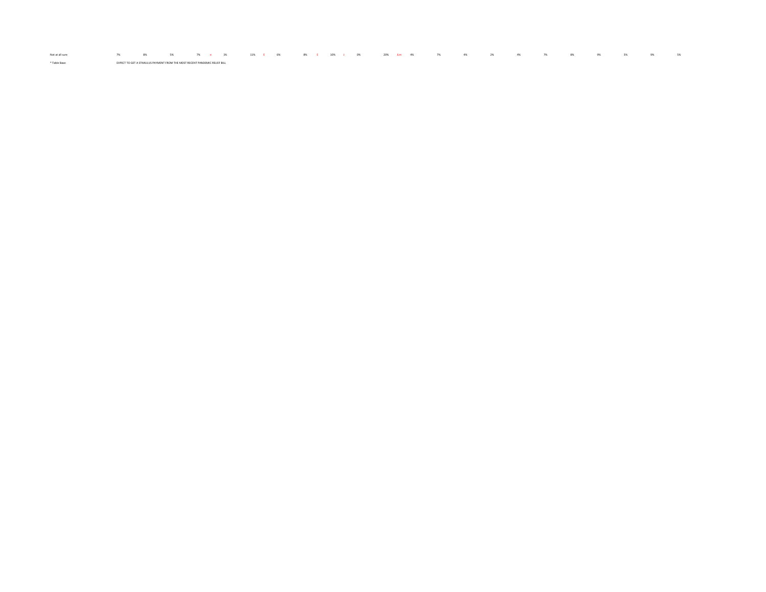| Not at all sure | 7% | 8% | 5% | 7% | e | 3% | 11% | E | 6% | 8% | E | 10% | J | 0% | 20% | ILm | 4% | 7% | 4% | 2% | 4% | 7% | 8% | 9% | 5% | 9% | 5% |
|---|---|---|---|---|---|---|---|---|---|---|---|---|---|---|---|---|---|---|---|---|---|---|---|---|---|---|---|

* Table Base: EXPECT TO GET A STIMULUS PAYMENT FROM THE MOST RECENT PANDEMIC RELIEF BILL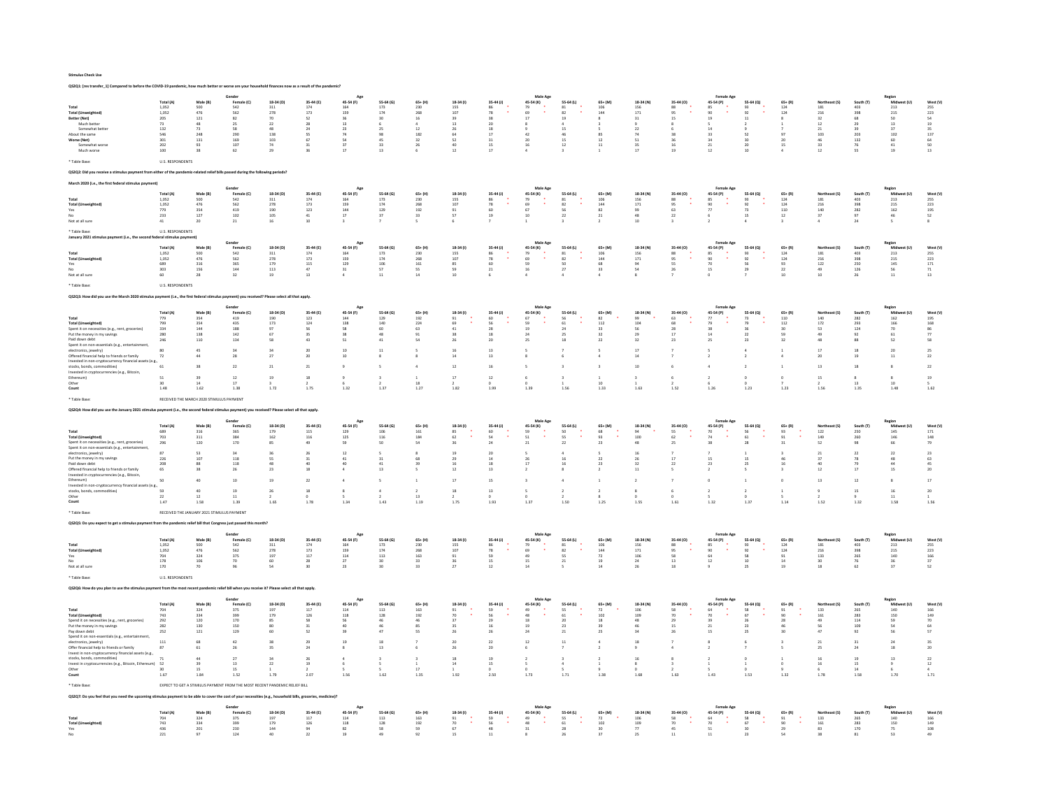**Stimulus Check Use**

**QS2Q1: [res transfer_1] Compared to before the COVID-19 pandemic, how much better or worse are your household finances now as a result of the pandemic?**

| | | Gender | | Age | | | | | Male Age | | | | | Female Age | | | | | Region | | | |
|---|---|---|---|---|---|---|---|---|---|---|---|---|---|---|---|---|---|---|---|---|---|---|
| | Total (A) | Male (B) | Female (C) | 18-34 (D) | 35-44 (E) | 45-54 (F) | 55-64 (G) | 65+ (H) | 18-34 (I) | 35-44 (J) | 45-54 (K) | 55-64 (L) | 65+ (M) | 18-34 (N) | 35-44 (O) | 45-54 (P) | 55-64 (Q) | 65+ (R) | Northeast (S) | South (T) | Midwest (U) | West (V) |
| Total | 1,052 | 500 | 542 | 311 | 174 | 164 | 173 | 230 | 155 | 86 * | 79 * | 81 * | 106 | 156 | 88 * | 85 * | 93 * | 124 | 181 | 403 | 213 | 255 |
| Total (Unweighted) | 1,052 | 476 | 562 | 278 | 173 | 159 | 174 | 268 | 107 | 78 * | 69 * | 82 * | 144 | 171 | 95 * | 90 * | 92 * | 124 | 216 | 398 | 215 | 223 |
| Better (Net) | 205 | 121 | 82 | 70 | 52 | 36 | 30 | 16 | 39 | 38 | 17 | 19 | 8 | 31 | 15 | 19 | 11 | 8 | 32 | 68 | 50 | 54 |
| Much better | 73 | 48 | 25 | 22 | 28 | 13 | 6 | 4 | 13 | 20 | 8 | 4 | 3 | 9 | 8 | 5 | 2 | 1 | 12 | 29 | 13 | 19 |
| Somewhat better | 132 | 73 | 58 | 48 | 24 | 23 | 25 | 12 | 26 | 18 | 9 | 15 | 5 | 22 | 6 | 14 | 9 | 7 | 21 | 39 | 37 | 35 |
| About the same | 546 | 248 | 290 | 138 | 55 | 74 | 98 | 182 | 64 | 17 | 42 | 46 | 85 | 74 | 38 | 33 | 52 | 97 | 103 | 203 | 102 | 137 |
| Worse (Net) | 301 | 131 | 169 | 103 | 67 | 54 | 45 | 32 | 52 | 31 | 20 | 15 | 12 | 51 | 36 | 34 | 30 | 20 | 46 | 132 | 60 | 64 |
| Somewhat worse | 202 | 93 | 107 | 74 | 31 | 37 | 33 | 26 | 40 | 15 | 16 | 12 | 11 | 35 | 16 | 21 | 20 | 15 | 33 | 76 | 41 | 50 |
| Much worse | 100 | 38 | 62 | 29 | 36 | 17 | 13 | 6 | 12 | 17 | 4 | 3 | 1 | 17 | 19 | 12 | 10 | 4 | 12 | 55 | 19 | 13 |

* Table Base: U.S. RESPONDENTS

**QS2Q2: Did you receive a stimulus payment from either of the pandemic-related relief bills passed during the following periods?**

**March 2020 (i.e., the first federal stimulus payment)**

| | | Gender | | Age | | | | | Male Age | | | | | Female Age | | | | | Region | | | |
|---|---|---|---|---|---|---|---|---|---|---|---|---|---|---|---|---|---|---|---|---|---|---|
| | Total (A) | Male (B) | Female (C) | 18-34 (D) | 35-44 (E) | 45-54 (F) | 55-64 (G) | 65+ (H) | 18-34 (I) | 35-44 (J) | 45-54 (K) | 55-64 (L) | 65+ (M) | 18-34 (N) | 35-44 (O) | 45-54 (P) | 55-64 (Q) | 65+ (R) | Northeast (S) | South (T) | Midwest (U) | West (V) |
| Total | 1,052 | 500 | 542 | 311 | 174 | 164 | 173 | 230 | 155 | 86 * | 79 * | 81 * | 106 | 156 | 88 * | 85 * | 93 * | 124 | 181 | 403 | 213 | 255 |
| Total (Unweighted) | 1,052 | 476 | 562 | 278 | 173 | 159 | 174 | 268 | 107 | 78 * | 69 * | 82 * | 144 | 171 | 95 * | 90 * | 92 * | 124 | 216 | 398 | 215 | 223 |
| Yes | 779 | 354 | 419 | 190 | 123 | 144 | 129 | 192 | 91 | 60 | 67 | 56 | 82 | 99 | 63 | 77 | 73 | 110 | 140 | 282 | 162 | 195 |
| No | 233 | 127 | 102 | 105 | 41 | 17 | 37 | 33 | 57 | 19 | 10 | 22 | 21 | 48 | 22 | 6 | 15 | 12 | 37 | 97 | 46 | 52 |
| Not at all sure | 41 | 20 | 21 | 16 | 10 | 3 | 7 | 5 | 6 | 7 | 1 | 3 | 2 | 10 | 3 | 2 | 4 | 3 | 4 | 24 | 5 | 8 |

* Table Base: U.S. RESPONDENTS

**January 2021 stimulus payment (i.e., the second federal stimulus payment)**

| | | Gender | | Age | | | | | Male Age | | | | | Female Age | | | | | Region | | | |
|---|---|---|---|---|---|---|---|---|---|---|---|---|---|---|---|---|---|---|---|---|---|---|
| | Total (A) | Male (B) | Female (C) | 18-34 (D) | 35-44 (E) | 45-54 (F) | 55-64 (G) | 65+ (H) | 18-34 (I) | 35-44 (J) | 45-54 (K) | 55-64 (L) | 65+ (M) | 18-34 (N) | 35-44 (O) | 45-54 (P) | 55-64 (Q) | 65+ (R) | Northeast (S) | South (T) | Midwest (U) | West (V) |
| Total | 1,052 | 500 | 542 | 311 | 174 | 164 | 173 | 230 | 155 | 86 * | 79 * | 81 * | 106 | 156 | 88 * | 85 * | 93 * | 124 | 181 | 403 | 213 | 255 |
| Total (Unweighted) | 1,052 | 476 | 562 | 278 | 173 | 159 | 174 | 268 | 107 | 78 * | 69 * | 82 * | 144 | 171 | 95 * | 90 * | 92 * | 124 | 216 | 398 | 215 | 223 |
| Yes | 689 | 316 | 365 | 179 | 115 | 129 | 106 | 161 | 85 | 60 | 59 | 50 | 68 | 94 | 55 | 70 | 56 | 93 | 122 | 250 | 145 | 171 |
| No | 303 | 156 | 144 | 113 | 47 | 31 | 57 | 55 | 59 | 21 | 16 | 27 | 33 | 54 | 26 | 15 | 29 | 22 | 49 | 126 | 56 | 71 |
| Not at all sure | 60 | 28 | 32 | 19 | 13 | 4 | 11 | 14 | 10 | 6 | 4 | 4 | 4 | 8 | 7 | 0 | 7 | 10 | 10 | 26 | 11 | 13 |

* Table Base: U.S. RESPONDENTS

**QS2Q3: How did you use the March 2020 stimulus payment (i.e., the first federal stimulus payment) you received? Please select all that apply.**

| | | Gender | | Age | | | | | Male Age | | | | | Female Age | | | | | Region | | | |
|---|---|---|---|---|---|---|---|---|---|---|---|---|---|---|---|---|---|---|---|---|---|---|
| | Total (A) | Male (B) | Female (C) | 18-34 (D) | 35-44 (E) | 45-54 (F) | 55-64 (G) | 65+ (H) | 18-34 (I) | 35-44 (J) | 45-54 (K) | 55-64 (L) | 65+ (M) | 18-34 (N) | 35-44 (O) | 45-54 (P) | 55-64 (Q) | 65+ (R) | Northeast (S) | South (T) | Midwest (U) | West (V) |
| Total | 779 | 354 | 419 | 190 | 123 | 144 | 129 | 192 | 91 * | 60 * | 67 * | 56 * | 82 | 99 | 63 * | 77 * | 73 * | 110 | 140 | 282 | 162 | 195 |
| Total (Unweighted) | 799 | 354 | 435 | 173 | 124 | 138 | 140 | 224 | 69 * | 56 * | 59 * | 61 * | 112 | 104 | 68 * | 79 * | 79 * | 112 | 172 | 293 | 166 | 168 |
| Spent it on necessities (e.g., rent, groceries) | 334 | 144 | 188 | 97 | 56 | 58 | 60 | 63 | 41 | 28 | 19 | 24 | 33 | 56 | 28 | 38 | 36 | 30 | 53 | 124 | 70 | 86 |
| Put the money in my savings | 280 | 138 | 142 | 67 | 35 | 38 | 48 | 91 | 38 | 18 | 24 | 25 | 32 | 29 | 17 | 14 | 22 | 59 | 49 | 92 | 61 | 77 |
| Paid down debt | 246 | 110 | 134 | 58 | 43 | 51 | 41 | 54 | 26 | 20 | 25 | 18 | 22 | 32 | 23 | 25 | 23 | 32 | 48 | 88 | 52 | 58 |
| Spent it on non-essentials (e.g., entertainment, electronics, jewelry) | 80 | 45 | 34 | 34 | 20 | 10 | 11 | 5 | 16 | 13 | 5 | 7 | 5 | 17 | 7 | 5 | 4 | 1 | 17 | 18 | 20 | 25 |
| Offered financial help to friends or family | 72 | 44 | 28 | 27 | 20 | 10 | 8 | 8 | 14 | 13 | 8 | 6 | 4 | 14 | 7 | 2 | 2 | 4 | 20 | 19 | 11 | 22 |
| Invested in non-cryptocurrency financial assets (e.g., stocks, bonds, commodities) | 61 | 38 | 22 | 21 | 21 | 9 | 5 | 4 | 12 | 16 | 5 | 3 | 3 | 10 | 6 | 4 | 2 | 1 | 13 | 18 | 8 | 22 |
| Invested in cryptocurrencies (e.g., Bitcoin, Ethereum) | 51 | 39 | 12 | 19 | 18 | 9 | 3 | 1 | 17 | 12 | 6 | 3 | 1 | 3 | 6 | 2 | 0 | 0 | 15 | 8 | 8 | 19 |
| Other | 30 | 14 | 17 | 3 | 2 | 6 | 2 | 18 | 2 | 0 | 0 | 1 | 10 | 1 | 2 | 6 | 0 | 7 | 2 | 13 | 10 | 5 |
| Count | 1.48 | 1.62 | 1.38 | 1.72 | 1.75 | 1.32 | 1.37 | 1.27 | 1.82 | 1.99 | 1.39 | 1.56 | 1.33 | 1.63 | 1.52 | 1.26 | 1.23 | 1.23 | 1.56 | 1.35 | 1.48 | 1.62 |

* Table Base: RECEIVED THE MARCH 2020 STIMULUS PAYMENT

**QS2Q4: How did you use the January 2021 stimulus payment (i.e., the second federal stimulus payment) you received? Please select all that apply.**

| | | Gender | | Age | | | | | Male Age | | | | | Female Age | | | | | Region | | | |
|---|---|---|---|---|---|---|---|---|---|---|---|---|---|---|---|---|---|---|---|---|---|---|
| | Total (A) | Male (B) | Female (C) | 18-34 (D) | 35-44 (E) | 45-54 (F) | 55-64 (G) | 65+ (H) | 18-34 (I) | 35-44 (J) | 45-54 (K) | 55-64 (L) | 65+ (M) | 18-34 (N) | 35-44 (O) | 45-54 (P) | 55-64 (Q) | 65+ (R) | Northeast (S) | South (T) | Midwest (U) | West (V) |
| Total | 689 | 316 | 365 | 179 | 115 | 129 | 106 | 161 | 85 * | 60 * | 59 * | 50 * | 68 | 94 | 55 * | 70 * | 56 * | 93 * | 122 | 250 | 145 | 171 |
| Total (Unweighted) | 703 | 311 | 384 | 162 | 116 | 125 | 116 | 184 | 62 * | 54 * | 51 * | 55 * | 93 * | 100 | 62 * | 74 * | 61 * | 91 * | 149 | 260 | 146 | 148 |
| Spent it on necessities (e.g., rent, groceries) | 296 | 120 | 170 | 85 | 49 | 59 | 50 | 54 | 36 | 24 | 21 | 22 | 23 | 48 | 25 | 38 | 28 | 31 | 52 | 98 | 66 | 79 |
| Spent it on non-essentials (e.g., entertainment, electronics, jewelry) | 87 | 53 | 34 | 36 | 26 | 12 | 5 | 8 | 19 | 20 | 5 | 4 | 5 | 16 | 7 | 7 | 1 | 3 | 21 | 22 | 22 | 23 |
| Put the money in my savings | 226 | 107 | 118 | 55 | 31 | 41 | 31 | 68 | 29 | 14 | 26 | 16 | 22 | 26 | 17 | 15 | 15 | 46 | 37 | 78 | 48 | 63 |
| Paid down debt | 208 | 88 | 118 | 48 | 40 | 40 | 41 | 39 | 16 | 18 | 17 | 16 | 23 | 32 | 22 | 23 | 25 | 16 | 40 | 79 | 44 | 45 |
| Offered financial help to friends or family | 65 | 38 | 26 | 23 | 18 | 4 | 13 | 5 | 12 | 13 | 2 | 8 | 2 | 11 | 5 | 2 | 5 | 3 | 12 | 17 | 15 | 20 |
| Invested in cryptocurrencies (e.g., Bitcoin, Ethereum) | 50 | 40 | 10 | 19 | 22 | 4 | 5 | 1 | 17 | 15 | 3 | 4 | 1 | 2 | 7 | 0 | 1 | 0 | 13 | 12 | 8 | 17 |
| Invested in non-cryptocurrency financial assets (e.g., stocks, bonds, commodities) | 59 | 40 | 19 | 26 | 18 | 8 | 4 | 2 | 18 | 13 | 5 | 2 | 2 | 8 | 6 | 2 | 2 | 1 | 9 | 15 | 16 | 20 |
| Other | 22 | 12 | 11 | 2 | 0 | 5 | 2 | 13 | 2 | 0 | 0 | 2 | 8 | 0 | 0 | 5 | 0 | 5 | 2 | 9 | 11 | 1 |
| Count | 1.47 | 1.58 | 1.39 | 1.65 | 1.78 | 1.34 | 1.43 | 1.19 | 1.75 | 1.93 | 1.37 | 1.50 | 1.25 | 1.55 | 1.61 | 1.32 | 1.37 | 1.14 | 1.52 | 1.32 | 1.58 | 1.56 |

* Table Base: RECEIVED THE JANUARY 2021 STIMULUS PAYMENT

**QS2Q5: Do you expect to get a stimulus payment from the pandemic relief bill that Congress just passed this month?**

| | | Gender | | Age | | | | | Male Age | | | | | Female Age | | | | | Region | | | |
|---|---|---|---|---|---|---|---|---|---|---|---|---|---|---|---|---|---|---|---|---|---|---|
| | Total (A) | Male (B) | Female (C) | 18-34 (D) | 35-44 (E) | 45-54 (F) | 55-64 (G) | 65+ (H) | 18-34 (I) | 35-44 (J) | 45-54 (K) | 55-64 (L) | 65+ (M) | 18-34 (N) | 35-44 (O) | 45-54 (P) | 55-64 (Q) | 65+ (R) | Northeast (S) | South (T) | Midwest (U) | West (V) |
| Total | 1,052 | 500 | 542 | 311 | 174 | 164 | 173 | 230 | 155 | 86 * | 79 * | 81 * | 106 | 156 | 88 * | 85 * | 93 * | 124 | 181 | 403 | 213 | 255 |
| Total (Unweighted) | 1,052 | 476 | 562 | 278 | 173 | 159 | 174 | 268 | 107 | 78 * | 69 * | 82 * | 144 | 171 | 95 * | 90 * | 92 * | 124 | 216 | 398 | 215 | 223 |
| Yes | 704 | 324 | 375 | 197 | 117 | 114 | 113 | 163 | 91 | 59 | 49 | 55 | 72 | 106 | 58 | 64 | 58 | 91 | 133 | 265 | 140 | 166 |
| No | 178 | 106 | 70 | 60 | 27 | 30 | 33 | 33 | 36 | 15 | 15 | 21 | 19 | 24 | 13 | 12 | 10 | 14 | 30 | 76 | 36 | 37 |
| Not at all sure | 170 | 70 | 96 | 54 | 30 | 23 | 30 | 33 | 27 | 12 | 14 | 5 | 14 | 26 | 18 | 9 | 25 | 19 | 18 | 62 | 37 | 52 |

* Table Base: U.S. RESPONDENTS

**QS2Q6: How do you plan to use the stimulus payment from the most recent pandemic relief bill when you receive it? Please select all that apply.**

| | | Gender | | Age | | | | | Male Age | | | | | Female Age | | | | | Region | | | |
|---|---|---|---|---|---|---|---|---|---|---|---|---|---|---|---|---|---|---|---|---|---|---|
| | Total (A) | Male (B) | Female (C) | 18-34 (D) | 35-44 (E) | 45-54 (F) | 55-64 (G) | 65+ (H) | 18-34 (I) | 35-44 (J) | 45-54 (K) | 55-64 (L) | 65+ (M) | 18-34 (N) | 35-44 (O) | 45-54 (P) | 55-64 (Q) | 65+ (R) | Northeast (S) | South (T) | Midwest (U) | West (V) |
| Total | 704 | 324 | 375 | 197 | 117 | 114 | 113 | 163 | 91 * | 59 * | 49 * | 55 * | 72 * | 106 | 58 * | 64 * | 58 * | 91 * | 133 | 265 | 140 | 166 |
| Total (Unweighted) | 743 | 334 | 399 | 179 | 126 | 118 | 128 | 192 | 70 * | 56 * | 48 * | 61 * | 102 | 109 | 70 * | 70 * | 67 * | 90 * | 161 | 283 | 150 | 149 |
| Spend it on necessities (e.g., rent, groceries) | 292 | 120 | 170 | 85 | 58 | 56 | 46 | 46 | 37 | 29 | 18 | 18 | 18 | 48 | 29 | 39 | 26 | 28 | 49 | 114 | 59 | 70 |
| Put the money in my savings | 282 | 130 | 150 | 80 | 31 | 40 | 46 | 85 | 35 | 16 | 19 | 23 | 39 | 46 | 15 | 21 | 23 | 46 | 56 | 109 | 54 | 64 |
| Pay down debt | 252 | 121 | 129 | 60 | 52 | 39 | 47 | 55 | 26 | 26 | 24 | 21 | 25 | 34 | 26 | 15 | 25 | 30 | 47 | 92 | 56 | 57 |
| Spend it on non-essentials (e.g., entertainment, electronics, jewelry) | 111 | 68 | 42 | 38 | 29 | 19 | 18 | 7 | 20 | 22 | 12 | 11 | 4 | 18 | 7 | 8 | 6 | 3 | 21 | 31 | 24 | 35 |
| Offer financial help to friends or family | 87 | 61 | 26 | 35 | 24 | 8 | 13 | 6 | 26 | 20 | 6 | 7 | 2 | 9 | 4 | 2 | 7 | 5 | 25 | 24 | 18 | 20 |
| Invest in non-cryptocurrency financial assets (e.g., stocks, bonds, commodities) | 71 | 44 | 27 | 34 | 26 | 4 | 3 | 3 | 18 | 19 | 2 | 3 | 3 | 16 | 8 | 2 | 0 | 1 | 16 | 19 | 13 | 22 |
| Invest in cryptocurrencies (e.g., Bitcoin, Ethereum) | 52 | 39 | 13 | 22 | 19 | 6 | 5 | 1 | 14 | 15 | 5 | 4 | 1 | 8 | 3 | 1 | 1 | 0 | 16 | 15 | 9 | 12 |
| Other | 30 | 15 | 15 | 1 | 2 | 5 | 5 | 17 | 1 | 0 | 0 | 5 | 9 | 0 | 2 | 5 | 0 | 9 | 6 | 14 | 6 | 4 |
| Count | 1.67 | 1.84 | 1.52 | 1.79 | 2.07 | 1.56 | 1.62 | 1.35 | 1.92 | 2.50 | 1.73 | 1.71 | 1.38 | 1.68 | 1.63 | 1.43 | 1.53 | 1.32 | 1.78 | 1.58 | 1.70 | 1.71 |

* Table Base: EXPECT TO GET A STIMULUS PAYMENT FROM THE MOST RECENT PANDEMIC RELIEF BILL

**QS2Q7: Do you feel that you need the upcoming stimulus payment to be able to cover the cost of your necessities (e.g., household bills, groceries, medicine)?**

| | | Gender | | Age | | | | | Male Age | | | | | Female Age | | | | | Region | | | |
|---|---|---|---|---|---|---|---|---|---|---|---|---|---|---|---|---|---|---|---|---|---|---|
| | Total (A) | Male (B) | Female (C) | 18-34 (D) | 35-44 (E) | 45-54 (F) | 55-64 (G) | 65+ (H) | 18-34 (I) | 35-44 (J) | 45-54 (K) | 55-64 (L) | 65+ (M) | 18-34 (N) | 35-44 (O) | 45-54 (P) | 55-64 (Q) | 65+ (R) | Northeast (S) | South (T) | Midwest (U) | West (V) |
| Total | 704 | 324 | 375 | 197 | 117 | 114 | 113 | 163 | 91 * | 59 * | 49 * | 55 * | 72 * | 106 | 58 * | 64 * | 58 * | 91 * | 133 | 265 | 140 | 166 |
| Total (Unweighted) | 743 | 334 | 399 | 179 | 126 | 118 | 128 | 192 | 70 * | 56 * | 48 * | 61 * | 102 | 109 | 70 * | 70 * | 67 * | 90 * | 161 | 283 | 150 | 149 |
| Yes | 436 | 201 | 230 | 144 | 94 | 82 | 58 | 59 | 67 | 48 | 31 | 28 | 30 | 77 | 45 | 51 | 30 | 29 | 83 | 170 | 75 | 108 |
| No | 221 | 97 | 124 | 40 | 22 | 19 | 49 | 92 | 15 | 11 | 8 | 26 | 37 | 25 | 11 | 11 | 23 | 54 | 38 | 81 | 53 | 49 |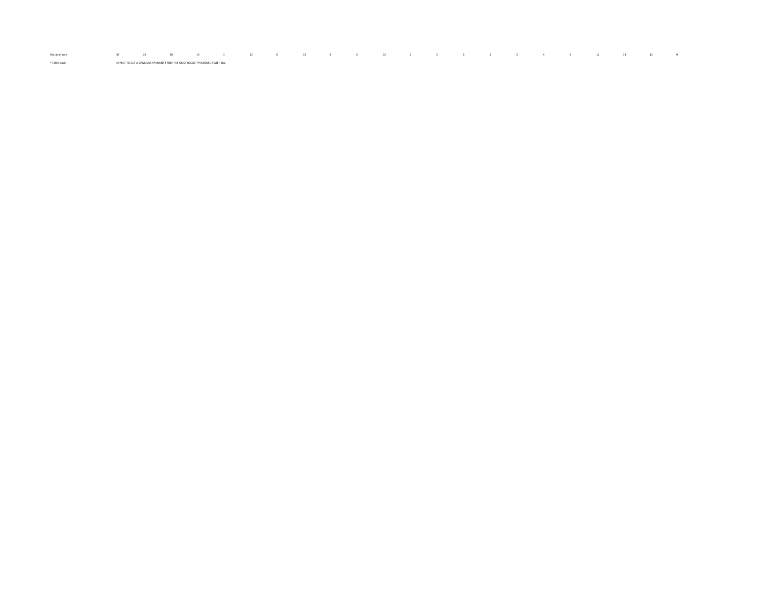| | | | | | | | | | | | | | | | | | | | | | |
|---|---|---|---|---|---|---|---|---|---|---|---|---|---|---|---|---|---|---|---|---|---|
| Not at all sure | 47 | 26 | 20 | 14 | 1 | 12 | 6 | 13 | 9 | 0 | 10 | 2 | 5 | 5 | 1 | 2 | 4 | 8 | 12 | 13 | 13 | 9 |

* Table Base: EXPECT TO GET A STIMULUS PAYMENT FROM THE MOST RECENT PANDEMIC RELIEF BILL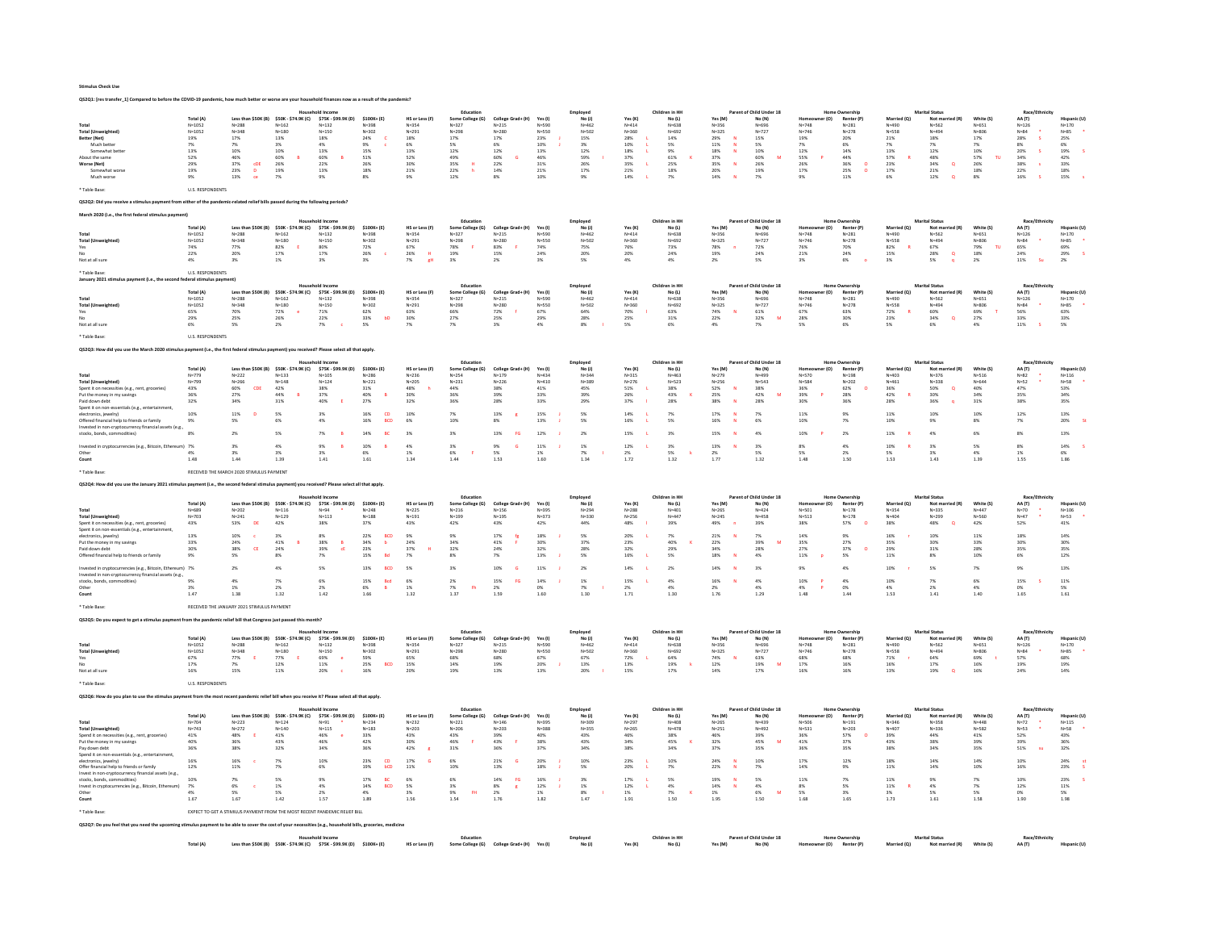**Stimulus Check Use**

**QS2Q1: [res transfer_1] Compared to before the COVID-19 pandemic, how much better or worse are your household finances now as a result of the pandemic?**

| | | Household Income | | | | Education | | | Employed | | Children in HH | | Parent of Child Under 18 | | Home Ownership | | Marital Status | | Race/Ethnicity | | |
|---|---|---|---|---|---|---|---|---|---|---|---|---|---|---|---|---|---|---|---|---|---|
| | Total (A) | Less than $50K (B) | $50K - $74.9K (C) | $75K - $99.9K (D) | $100K+ (E) | HS or Less (F) | Some College (G) | College Grad+ (H) | Yes (I) | No (J) | Yes (K) | No (L) | Yes (M) | No (N) | Homeowner (O) | Renter (P) | Married (Q) | Not married (R) | White (S) | AA (T) | Hispanic (U) |
| Total | N=1052 | N=288 | N=162 | N=132 | N=398 | N=354 | N=327 | N=215 | N=590 | N=462 | N=414 | N=638 | N=356 | N=696 | N=748 | N=281 | N=490 | N=562 | N=651 | N=126 * | N=170 * |
| Total (Unweighted) | N=1052 | N=348 | N=180 | N=150 | N=302 | N=291 | N=298 | N=280 | N=550 | N=502 | N=360 | N=692 | N=325 | N=727 | N=746 | N=278 | N=558 | N=494 | N=806 | N=84 * | N=85 * |
| Better (Net) | 19% | 17% | 13% | 18% | 24% C | 18% | 17% | 17% | 23% J | 15% | 28% L | 14% | 29% N | 15% | 19% | 20% | 21% | 18% | 17% | 28% S | 25% |
| Much better | 7% | 7% | 3% | 4% | 9% c | 6% | 5% | 6% | 10% J | 3% | 10% L | 5% | 11% N | 5% | 7% | 6% | 7% | 7% | 7% | 8% | 6% |
| Somewhat better | 13% | 10% | 10% | 13% | 15% | 13% | 12% | 12% | 13% | 12% | 18% L | 9% | 18% N | 10% | 12% | 14% | 13% | 12% | 10% | 20% S | 19% S |
| About the same | 52% | 46% | 60% B | 60% B | 51% | 52% | 49% | 60% G | 46% | 59% I | 37% | 61% K | 37% | 60% M | 55% P | 44% | 57% R | 48% | 57% TU | 34% | 42% |
| Worse (Net) | 29% | 37% cDE | 26% | 22% | 26% | 30% | 35% H | 22% | 31% | 26% | 35% L | 25% | 35% N | 26% | 26% | 36% O | 23% | 34% Q | 26% | 38% s | 33% |
| Somewhat worse | 19% | 23% D | 19% | 13% | 18% | 21% | 22% h | 14% | 21% | 17% | 21% | 18% | 20% | 19% | 17% | 25% O | 17% | 21% | 18% | 22% | 18% |
| Much worse | 9% | 13% ce | 7% | 9% | 8% | 9% | 12% | 8% | 10% | 9% | 14% L | 7% | 14% N | 7% | 9% | 11% | 6% | 12% Q | 8% | 16% S | 15% s |

* Table Base: U.S. RESPONDENTS

**QS2Q2: Did you receive a stimulus payment from either of the pandemic-related relief bills passed during the following periods?**

**March 2020 (i.e., the first federal stimulus payment)**

| | | Household Income | | | | Education | | | Employed | | Children in HH | | Parent of Child Under 18 | | Home Ownership | | Marital Status | | Race/Ethnicity | | |
|---|---|---|---|---|---|---|---|---|---|---|---|---|---|---|---|---|---|---|---|---|---|
| | Total (A) | Less than $50K (B) | $50K - $74.9K (C) | $75K - $99.9K (D) | $100K+ (E) | HS or Less (F) | Some College (G) | College Grad+ (H) | Yes (I) | No (J) | Yes (K) | No (L) | Yes (M) | No (N) | Homeowner (O) | Renter (P) | Married (Q) | Not married (R) | White (S) | AA (T) | Hispanic (U) |
| Total | N=1052 | N=288 | N=162 | N=132 | N=398 | N=354 | N=327 | N=215 | N=590 | N=462 | N=414 | N=638 | N=356 | N=696 | N=748 | N=281 | N=490 | N=562 | N=651 | N=126 * | N=170 * |
| Total (Unweighted) | N=1052 | N=348 | N=180 | N=150 | N=302 | N=291 | N=298 | N=280 | N=550 | N=502 | N=360 | N=692 | N=325 | N=727 | N=746 | N=278 | N=558 | N=494 | N=806 | N=84 * | N=85 * |
| Yes | 74% | 77% | 82% E | 80% | 72% | 67% | 78% F | 83% F | 74% | 75% | 76% | 73% | 78% n | 72% | 76% | 70% | 82% R | 67% | 79% TU | 65% | 69% |
| No | 22% | 20% | 17% | 17% | 26% c | 26% H | 19% | 15% | 24% | 20% | 20% | 24% | 19% | 24% | 21% | 24% | 15% | 28% Q | 18% | 24% | 29% S |
| Not at all sure | 4% | 3% | 1% | 3% | 3% | 7% gH | 3% | 2% | 3% | 5% | 4% | 4% | 2% | 5% | 3% | 6% o | 3% | 5% q | 2% | 11% Su | 2% |

* Table Base: U.S. RESPONDENTS

**January 2021 stimulus payment (i.e., the second federal stimulus payment)**

| | | Household Income | | | | Education | | | Employed | | Children in HH | | Parent of Child Under 18 | | Home Ownership | | Marital Status | | Race/Ethnicity | | |
|---|---|---|---|---|---|---|---|---|---|---|---|---|---|---|---|---|---|---|---|---|---|
| | Total (A) | Less than $50K (B) | $50K - $74.9K (C) | $75K - $99.9K (D) | $100K+ (E) | HS or Less (F) | Some College (G) | College Grad+ (H) | Yes (I) | No (J) | Yes (K) | No (L) | Yes (M) | No (N) | Homeowner (O) | Renter (P) | Married (Q) | Not married (R) | White (S) | AA (T) | Hispanic (U) |
| Total | N=1052 | N=288 | N=162 | N=132 | N=398 | N=354 | N=327 | N=215 | N=590 | N=462 | N=414 | N=638 | N=356 | N=696 | N=748 | N=281 | N=490 | N=562 | N=651 | N=126 * | N=170 * |
| Total (Unweighted) | N=1052 | N=348 | N=180 | N=150 | N=302 | N=291 | N=298 | N=280 | N=550 | N=502 | N=360 | N=692 | N=325 | N=727 | N=746 | N=278 | N=558 | N=494 | N=806 | N=84 * | N=85 * |
| Yes | 65% | 70% | 72% e | 71% | 62% | 63% | 66% | 72% f | 67% | 64% | 70% l | 63% | 74% N | 61% | 67% | 63% | 72% R | 60% | 69% T | 56% | 63% |
| No | 29% | 25% | 26% | 22% | 33% bD | 30% | 27% | 25% | 29% | 28% | 25% | 31% | 22% | 32% M | 28% | 30% | 23% | 34% Q | 27% | 33% | 33% |
| Not at all sure | 6% | 5% | 2% | 7% c | 5% | 7% | 7% | 3% | 4% | 8% I | 5% | 6% | 4% | 7% | 5% | 8% | 5% | 6% | 4% | 11% S | 5% |

* Table Base: U.S. RESPONDENTS

**QS2Q3: How did you use the March 2020 stimulus payment (i.e., the first federal stimulus payment) you received? Please select all that apply.**

| | | Household Income | | | | Education | | | Employed | | Children in HH | | Parent of Child Under 18 | | Home Ownership | | Marital Status | | Race/Ethnicity | | |
|---|---|---|---|---|---|---|---|---|---|---|---|---|---|---|---|---|---|---|---|---|---|
| | Total (A) | Less than $50K (B) | $50K - $74.9K (C) | $75K - $99.9K (D) | $100K+ (E) | HS or Less (F) | Some College (G) | College Grad+ (H) | Yes (I) | No (J) | Yes (K) | No (L) | Yes (M) | No (N) | Homeowner (O) | Renter (P) | Married (Q) | Not married (R) | White (S) | AA (T) | Hispanic (U) |
| Total | N=779 | N=222 | N=133 | N=105 | N=286 | N=236 | N=254 | N=179 | N=434 | N=344 | N=315 | N=463 | N=279 | N=499 | N=570 | N=198 | N=403 | N=376 | N=516 | N=82 * | N=116 * |
| Total (Unweighted) | N=799 | N=266 | N=148 | N=124 | N=221 | N=195 | N=231 | N=226 | N=410 | N=389 | N=276 | N=523 | N=256 | N=543 | N=584 | N=202 | N=461 | N=338 | N=644 | N=52 * | N=58 * |
| Spent it on necessities (e.g., rent, groceries) | 43% | 60% CDE | 42% | 38% | 31% | 48% h | 44% | 38% | 41% | 45% | 51% L | 38% | 52% N | 38% | 36% | 62% O | 36% | 50% Q | 40% | 47% | 53% |
| Put the money in my savings | 36% | 27% | 44% B | 37% | 40% B | 30% | 39% | 39% | 39% | 33% | 28% | 42% K | 25% | 42% M | 39% P | 28% | 42% R | 30% | 34% | 35% | 34% |
| Paid down debt | 32% | 34% | 31% | 40% E | 27% | 32% | 36% | 28% | 33% | 29% | 37% l | 28% | 38% N | 28% | 30% | 36% | 28% | 36% q | 31% | 38% | 35% |
| Spent it on non-essentials (e.g., entertainment, electronics, jewelry) | 10% | 11% D | 5% | 3% | 16% CD | 10% | 7% | 13% g | 15% J | 5% | 14% L | 7% | 17% N | 7% | 11% | 9% | 11% | 10% | 10% | 12% | 13% |
| Offered financial help to friends or family | 9% | 5% | 6% | 4% | 16% BCD | 6% | 10% | 8% | 13% J | 5% | 16% L | 5% | 16% N | 6% | 10% | 7% | 10% | 9% | 8% | 7% | 20% St |
| Invested in non-cryptocurrency financial assets (e.g., stocks, bonds, commodities) | 8% | 2% | 5% | 7% B | 14% BC | 3% | 3% | 13% FG | 12% J | 2% | 15% L | 3% | 15% N | 4% | 10% P | 2% | 11% R | 4% | 6% | 8% | 13% |
| Invested in cryptocurrencies (e.g., Bitcoin, Ethereum) | 7% | 3% | 4% | 9% B | 10% B | 4% | 3% | 9% G | 11% J | 1% | 12% L | 3% | 13% N | 3% | 8% | 4% | 10% R | 3% | 5% | 8% | 14% S |
| Other | 4% | 3% | 3% | 3% | 6% | 1% | 6% F | 5% | 1% | 7% I | 2% | 5% k | 2% | 5% | 5% | 2% | 5% | 3% | 4% | 1% | 6% |
| Count | 1.48 | 1.44 | 1.39 | 1.41 | 1.61 | 1.34 | 1.44 | 1.53 | 1.60 | 1.34 | 1.72 | 1.32 | 1.77 | 1.32 | 1.48 | 1.50 | 1.53 | 1.43 | 1.39 | 1.55 | 1.86 |

* Table Base: RECEIVED THE MARCH 2020 STIMULUS PAYMENT

**QS2Q4: How did you use the January 2021 stimulus payment (i.e., the second federal stimulus payment) you received? Please select all that apply.**

| | | Household Income | | | | Education | | | Employed | | Children in HH | | Parent of Child Under 18 | | Home Ownership | | Marital Status | | Race/Ethnicity | | |
|---|---|---|---|---|---|---|---|---|---|---|---|---|---|---|---|---|---|---|---|---|---|
| | Total (A) | Less than $50K (B) | $50K - $74.9K (C) | $75K - $99.9K (D) | $100K+ (E) | HS or Less (F) | Some College (G) | College Grad+ (H) | Yes (I) | No (J) | Yes (K) | No (L) | Yes (M) | No (N) | Homeowner (O) | Renter (P) | Married (Q) | Not married (R) | White (S) | AA (T) | Hispanic (U) |
| Total | N=689 | N=202 | N=116 | N=94 * | N=248 | N=225 | N=216 | N=156 | N=395 | N=294 | N=288 | N=401 | N=265 | N=424 | N=501 | N=178 | N=354 | N=335 | N=447 | N=70 * | N=106 |
| Total (Unweighted) | N=703 | N=241 | N=129 | N=113 | N=188 | N=191 | N=199 | N=195 | N=373 | N=330 | N=256 | N=447 | N=245 | N=458 | N=513 | N=178 | N=404 | N=299 | N=560 | N=47 * | N=53 * |
| Spent it on necessities (e.g., rent, groceries) | 43% | 53% DE | 42% | 38% | 37% | 43% | 42% | 43% | 42% | 44% | 48% l | 39% | 49% n | 39% | 38% | 57% O | 38% | 48% Q | 42% | 52% | 41% |
| Spent it on non-essentials (e.g., entertainment, electronics, jewelry) | 13% | 10% c | 3% | 8% | 22% BCD | 9% | 9% | 17% fg | 18% J | 5% | 20% L | 7% | 21% N | 7% | 14% | 9% | 16% r | 10% | 11% | 18% | 14% |
| Put the money in my savings | 33% | 24% | 41% B | 38% B | 34% b | 24% | 34% | 41% F | 30% | 37% | 23% | 40% K | 22% | 39% M | 35% | 27% | 35% | 30% | 33% | 30% | 30% |
| Paid down debt | 30% | 38% CE | 24% | 39% cE | 23% | 37% H | 32% | 24% | 32% | 28% | 32% | 29% | 34% | 28% | 27% | 37% O | 29% | 31% | 28% | 35% | 35% |
| Offered financial help to friends or family | 9% | 5% | 8% | 7% | 15% Bd | 7% | 8% | 7% | 13% J | 5% | 16% L | 5% | 18% N | 4% | 11% p | 5% | 11% | 8% | 10% | 6% | 12% |
| Invested in cryptocurrencies (e.g., Bitcoin, Ethereum) | 7% | 2% | 4% | 5% | 13% BCD | 5% | 3% | 10% G | 11% J | 2% | 14% L | 2% | 14% N | 3% | 9% | 4% | 10% r | 5% | 7% | 9% | 13% |
| Invested in non-cryptocurrency financial assets (e.g., stocks, bonds, commodities) | 9% | 4% | 7% | 6% | 15% Bcd | 6% | 2% | 15% FG | 14% J | 1% | 15% L | 4% | 16% N | 4% | 10% P | 4% | 10% | 7% | 6% | 15% S | 11% |
| Other | 3% | 1% | 2% | 2% | 6% B | 1% | 7% Fh | 2% | 0% | 7% I | 2% | 4% | 2% | 4% | 4% P | 0% | 4% | 2% | 4% | 0% | 5% |
| Count | 1.47 | 1.38 | 1.32 | 1.42 | 1.66 | 1.32 | 1.37 | 1.59 | 1.60 | 1.30 | 1.71 | 1.30 | 1.76 | 1.29 | 1.48 | 1.44 | 1.53 | 1.41 | 1.40 | 1.65 | 1.61 |

* Table Base: RECEIVED THE JANUARY 2021 STIMULUS PAYMENT

**QS2Q5: Do you expect to get a stimulus payment from the pandemic relief bill that Congress just passed this month?**

| | | Household Income | | | | Education | | | Employed | | Children in HH | | Parent of Child Under 18 | | Home Ownership | | Marital Status | | Race/Ethnicity | | |
|---|---|---|---|---|---|---|---|---|---|---|---|---|---|---|---|---|---|---|---|---|---|
| | Total (A) | Less than $50K (B) | $50K - $74.9K (C) | $75K - $99.9K (D) | $100K+ (E) | HS or Less (F) | Some College (G) | College Grad+ (H) | Yes (I) | No (J) | Yes (K) | No (L) | Yes (M) | No (N) | Homeowner (O) | Renter (P) | Married (Q) | Not married (R) | White (S) | AA (T) | Hispanic (U) |
| Total | N=1052 | N=288 | N=162 | N=132 | N=398 | N=354 | N=327 | N=215 | N=590 | N=462 | N=414 | N=638 | N=356 | N=696 | N=748 | N=281 | N=490 | N=562 | N=651 | N=126 * | N=170 * |
| Total (Unweighted) | N=1052 | N=348 | N=180 | N=150 | N=302 | N=291 | N=298 | N=280 | N=550 | N=502 | N=360 | N=692 | N=325 | N=727 | N=746 | N=278 | N=558 | N=494 | N=806 | N=84 * | N=85 * |
| Yes | 67% | 77% E | 77% E | 69% e | 59% | 65% | 68% | 68% | 67% | 67% | 72% L | 64% | 74% N | 63% | 68% | 68% | 71% r | 64% | 69% t | 57% | 68% |
| No | 17% | 7% | 12% | 11% | 25% BCD | 15% | 14% | 19% | 20% J | 13% | 13% | 19% k | 12% | 19% M | 17% | 16% | 16% | 17% | 16% | 19% | 19% |
| Not at all sure | 16% | 15% | 11% | 20% c | 16% | 20% | 19% | 13% | 13% | 20% I | 15% | 17% | 14% | 17% | 16% | 16% | 13% | 19% Q | 16% | 24% | 14% |

* Table Base: U.S. RESPONDENTS

**QS2Q6: How do you plan to use the stimulus payment from the most recent pandemic relief bill when you receive it? Please select all that apply.**

| | | Household Income | | | | Education | | | Employed | | Children in HH | | Parent of Child Under 18 | | Home Ownership | | Marital Status | | Race/Ethnicity | | |
|---|---|---|---|---|---|---|---|---|---|---|---|---|---|---|---|---|---|---|---|---|---|
| | Total (A) | Less than $50K (B) | $50K - $74.9K (C) | $75K - $99.9K (D) | $100K+ (E) | HS or Less (F) | Some College (G) | College Grad+ (H) | Yes (I) | No (J) | Yes (K) | No (L) | Yes (M) | No (N) | Homeowner (O) | Renter (P) | Married (Q) | Not married (R) | White (S) | AA (T) | Hispanic (U) |
| Total | N=704 | N=223 | N=124 | N=91 * | N=234 | N=232 | N=221 | N=146 | N=395 | N=309 | N=297 | N=408 | N=265 | N=439 | N=506 | N=191 | N=346 | N=358 | N=448 | N=72 * | N=115 |
| Total (Unweighted) | N=743 | N=272 | N=140 | N=115 | N=183 | N=203 | N=206 | N=203 | N=388 | N=355 | N=265 | N=478 | N=251 | N=492 | N=531 | N=203 | N=407 | N=336 | N=582 | N=53 * | N=58 * |
| Spend it on necessities (e.g., rent, groceries) | 41% | 48% E | 41% | 46% e | 33% | 43% | 43% | 39% | 40% | 43% | 46% | 38% | 40% | 39% | 36% | 57% O | 39% | 44% | 41% | 52% | 43% |
| Put the money in my savings | 40% | 36% | 43% | 46% | 42% | 30% | 46% F | 43% F | 38% | 43% | 34% | 45% K | 32% | 45% M | 41% | 37% | 43% | 38% | 39% | 39% | 36% |
| Pay down debt | 36% | 38% | 32% | 34% | 36% | 42% g | 31% | 36% | 37% | 34% | 38% | 34% | 37% | 35% | 36% | 35% | 38% | 34% | 35% | 51% su | 32% |
| Spend it on non-essentials (e.g., entertainment, electronics, jewelry) | 16% | 16% c | 7% | 10% | 23% CD | 17% G | 6% | 21% G | 20% J | 10% | 23% L | 10% | 24% N | 10% | 17% | 12% | 18% | 14% | 14% | 10% | 24% st |
| Offer financial help to friends or family | 12% | 11% | 7% | 6% | 19% bCD | 11% | 10% | 13% | 18% J | 5% | 20% L | 7% | 22% N | 7% | 14% | 9% | 11% | 14% | 10% | 16% | 23% S |
| Invest in non-cryptocurrency financial assets (e.g., stocks, bonds, commodities) | 10% | 7% | 5% | 9% | 17% BC | 6% | 6% | 14% FG | 16% J | 3% | 17% L | 5% | 19% N | 5% | 11% | 7% | 11% | 9% | 7% | 10% | 23% S |
| Invest in cryptocurrencies (e.g., Bitcoin, Ethereum) | 7% | 6% c | 1% | 4% | 14% BCD | 5% | 3% | 8% g | 12% J | 1% | 12% L | 4% | 14% N | 4% | 8% | 5% | 11% R | 4% | 7% | 12% | 11% |
| Other | 4% | 5% | 5% | 2% | 4% | 3% | 9% FH | 2% | 1% | 8% I | 1% | 7% K | 1% | 6% M | 5% | 3% | 3% | 5% | 5% | 0% | 5% |
| Count | 1.67 | 1.67 | 1.42 | 1.57 | 1.89 | 1.56 | 1.54 | 1.76 | 1.82 | 1.47 | 1.91 | 1.50 | 1.95 | 1.50 | 1.68 | 1.65 | 1.73 | 1.61 | 1.58 | 1.90 | 1.98 |

* Table Base: EXPECT TO GET A STIMULUS PAYMENT FROM THE MOST RECENT PANDEMIC RELIEF BILL

**QS2Q7: Do you feel that you need the upcoming stimulus payment to be able to cover the cost of your necessities (e.g., household bills, groceries, medicine**

| | | Household Income | | | | Education | | | Employed | | Children in HH | | Parent of Child Under 18 | | Home Ownership | | Marital Status | | Race/Ethnicity | | |
|---|---|---|---|---|---|---|---|---|---|---|---|---|---|---|---|---|---|---|---|---|---|
| | Total (A) | Less than $50K (B) | $50K - $74.9K (C) | $75K - $99.9K (D) | $100K+ (E) | HS or Less (F) | Some College (G) | College Grad+ (H) | Yes (I) | No (J) | Yes (K) | No (L) | Yes (M) | No (N) | Homeowner (O) | Renter (P) | Married (Q) | Not married (R) | White (S) | AA (T) | Hispanic (U) |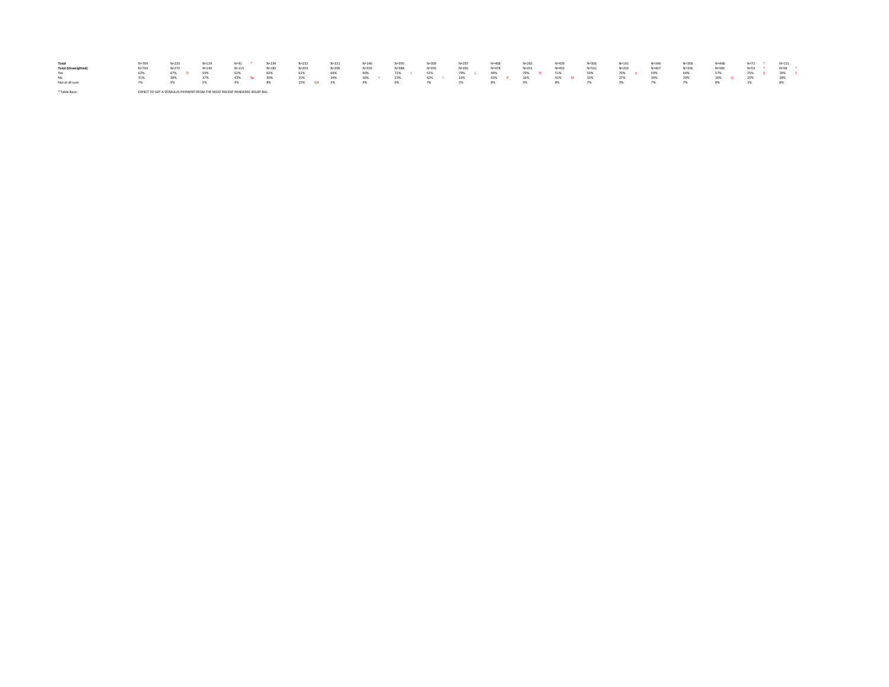| | | | | | | | | | | | | | | | | | | | | | | | | | | | | | | | | | | | | | | | | | |
|---|---|---|---|---|---|---|---|---|---|---|---|---|---|---|---|---|---|---|---|---|---|---|---|---|---|---|---|---|---|---|---|---|---|---|---|---|---|---|---|---|---|
| **Total** | N=704 | | N=223 | | N=124 | | N=91 | * | N=234 | | N=232 | | N=221 | | N=146 | | N=395 | | N=309 | | N=297 | | N=408 | | N=265 | | N=439 | | N=506 | | N=191 | | N=346 | | N=358 | | N=448 | | N=72 | * | N=115 | |
| **Total (Unweighted)** | N=743 | | N=272 | | N=140 | | N=115 | | N=183 | | N=203 | | N=206 | | N=203 | | N=388 | | N=355 | | N=265 | | N=478 | | N=251 | | N=492 | | N=531 | | N=203 | | N=407 | | N=336 | | N=582 | | N=53 | * | N=58 | * |
| Yes | 62% | | 67% | D | 59% | | 52% | | 62% | | 61% | | 64% | | 60% | | 71% | J | 51% | | 79% | L | 49% | | 79% | N | 51% | | 59% | | 70% | o | 59% | | 64% | | 57% | | 75% | S | 76% | S |
| No | 31% | | 28% | | 37% | | 43% | Be | 30% | | 25% | | 34% | | 36% | f | 23% | | 42% | I | 16% | | 43% | K | 16% | | 41% | M | 33% | | 27% | | 34% | | 29% | | 36% | U | 25% | | 18% | |
| Not at all sure | 7% | | 5% | | 5% | | 4% | | 8% | | 15% | GH | 3% | | 4% | | 6% | | 7% | | 5% | | 8% | | 5% | | 8% | | 7% | | 3% | | 7% | | 7% | | 8% | | 1% | | 6% | |

* Table Base: EXPECT TO GET A STIMULUS PAYMENT FROM THE MOST RECENT PANDEMIC RELIEF BILL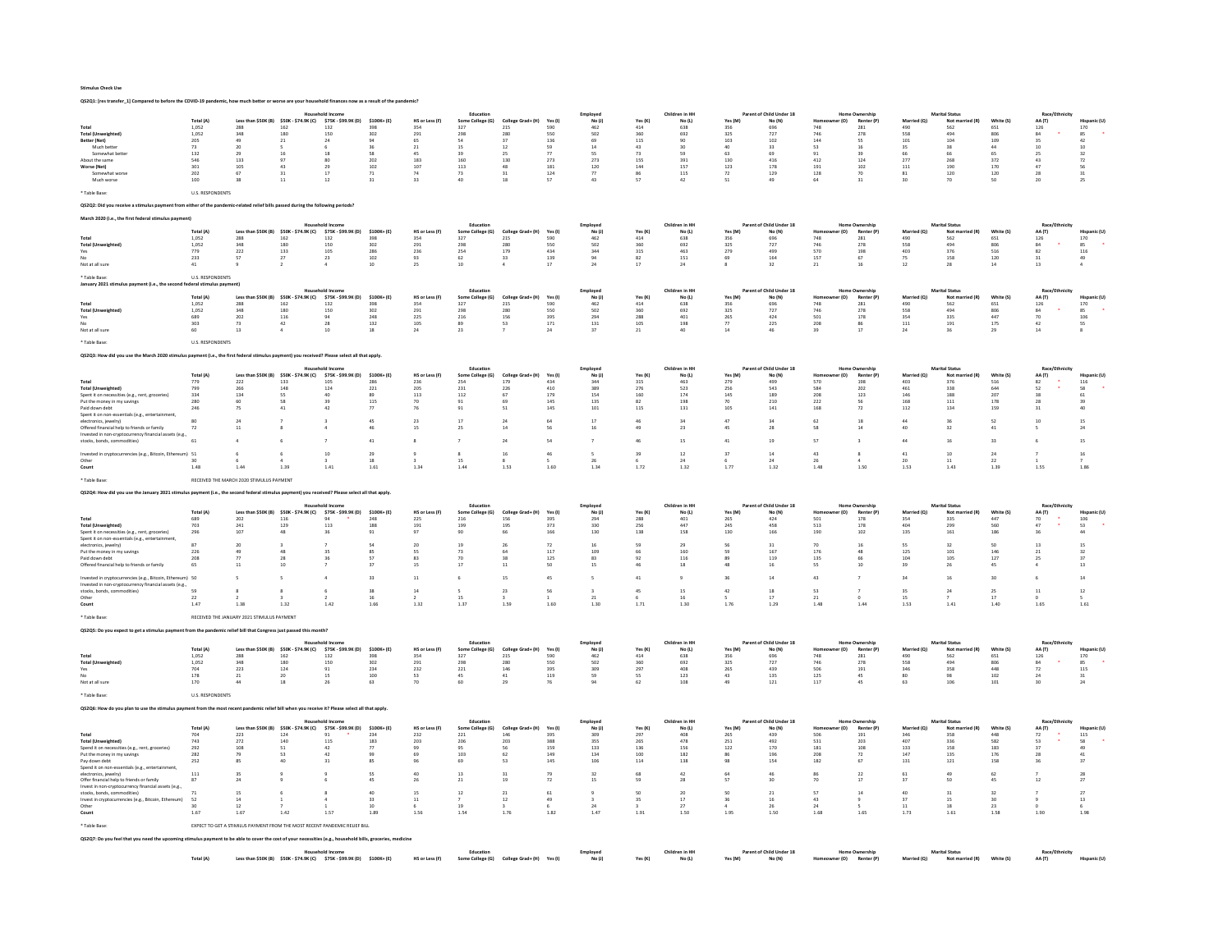Stimulus Check Use

**QS2Q1: [res transfer_1] Compared to before the COVID-19 pandemic, how much better or worse are your household finances now as a result of the pandemic?**

| | | Household Income | | | | Education | | | Employed | | Children in HH | | Parent of Child Under 18 | | Home Ownership | | Marital Status | | | Race/Ethnicity | |
|---|---|---|---|---|---|---|---|---|---|---|---|---|---|---|---|---|---|---|---|---|---|
| | Total (A) | Less than $50K (B) | $50K - $74.9K (C) | $75K - $99.9K (D) | $100K+ (E) | HS or Less (F) | Some College (G) | College Grad+ (H) | Yes (I) | No (J) | Yes (K) | No (L) | Yes (M) | No (N) | Homeowner (O) | Renter (P) | Married (Q) | Not married (R) | White (S) | AA (T) | Hispanic (U) |
| Total | 1,052 | 288 | 162 | 132 | 398 | 354 | 327 | 215 | 590 | 462 | 414 | 638 | 356 | 696 | 748 | 281 | 490 | 562 | 651 | 126 | 170 |
| Total (Unweighted) | 1,052 | 348 | 180 | 150 | 302 | 291 | 298 | 280 | 550 | 502 | 360 | 692 | 325 | 727 | 746 | 278 | 558 | 494 | 806 | 84 * | 85 * |
| Better (Net) | 205 | 49 | 21 | 24 | 94 | 65 | 54 | 37 | 136 | 69 | 115 | 90 | 103 | 102 | 144 | 55 | 101 | 104 | 109 | 35 | 42 |
| Much better | 73 | 20 | 5 | 6 | 36 | 21 | 15 | 12 | 59 | 14 | 43 | 30 | 40 | 33 | 53 | 16 | 35 | 38 | 44 | 10 | 10 |
| Somewhat better | 132 | 29 | 16 | 18 | 58 | 45 | 39 | 25 | 77 | 55 | 73 | 59 | 63 | 69 | 91 | 39 | 66 | 66 | 65 | 25 | 32 |
| About the same | 546 | 133 | 97 | 80 | 202 | 183 | 160 | 130 | 273 | 273 | 155 | 391 | 130 | 416 | 412 | 124 | 277 | 268 | 372 | 43 | 72 |
| Worse (Net) | 301 | 105 | 43 | 29 | 102 | 107 | 113 | 48 | 181 | 120 | 144 | 157 | 123 | 178 | 191 | 102 | 111 | 190 | 170 | 47 | 56 |
| Somewhat worse | 202 | 67 | 31 | 17 | 71 | 74 | 73 | 31 | 124 | 77 | 86 | 115 | 72 | 129 | 128 | 70 | 81 | 120 | 120 | 28 | 31 |
| Much worse | 100 | 38 | 11 | 12 | 31 | 33 | 40 | 18 | 57 | 43 | 57 | 42 | 51 | 49 | 64 | 31 | 30 | 70 | 50 | 20 | 25 |

* Table Base: U.S. RESPONDENTS

**QS2Q2: Did you receive a stimulus payment from either of the pandemic-related relief bills passed during the following periods?**

**March 2020 (i.e., the first federal stimulus payment)**

| | | Household Income | | | | Education | | | Employed | | Children in HH | | Parent of Child Under 18 | | Home Ownership | | Marital Status | | | Race/Ethnicity | |
|---|---|---|---|---|---|---|---|---|---|---|---|---|---|---|---|---|---|---|---|---|---|
| | Total (A) | Less than $50K (B) | $50K - $74.9K (C) | $75K - $99.9K (D) | $100K+ (E) | HS or Less (F) | Some College (G) | College Grad+ (H) | Yes (I) | No (J) | Yes (K) | No (L) | Yes (M) | No (N) | Homeowner (O) | Renter (P) | Married (Q) | Not married (R) | White (S) | AA (T) | Hispanic (U) |
| Total | 1,052 | 288 | 162 | 132 | 398 | 354 | 327 | 215 | 590 | 462 | 414 | 638 | 356 | 696 | 748 | 281 | 490 | 562 | 651 | 126 | 170 |
| Total (Unweighted) | 1,052 | 348 | 180 | 150 | 302 | 291 | 298 | 280 | 550 | 502 | 360 | 692 | 325 | 727 | 746 | 278 | 558 | 494 | 806 | 84 * | 85 * |
| Yes | 779 | 222 | 133 | 105 | 286 | 236 | 254 | 179 | 434 | 344 | 315 | 463 | 279 | 499 | 570 | 198 | 403 | 376 | 516 | 82 | 116 |
| No | 233 | 57 | 27 | 23 | 102 | 93 | 62 | 33 | 139 | 94 | 82 | 151 | 69 | 164 | 157 | 67 | 75 | 158 | 120 | 31 | 49 |
| Not at all sure | 41 | 9 | 2 | 4 | 10 | 25 | 10 | 4 | 17 | 24 | 17 | 24 | 8 | 32 | 21 | 16 | 12 | 28 | 14 | 13 | 4 |

* Table Base: U.S. RESPONDENTS

**January 2021 stimulus payment (i.e., the second federal stimulus payment)**

| | | Household Income | | | | Education | | | Employed | | Children in HH | | Parent of Child Under 18 | | Home Ownership | | Marital Status | | | Race/Ethnicity | |
|---|---|---|---|---|---|---|---|---|---|---|---|---|---|---|---|---|---|---|---|---|---|
| | Total (A) | Less than $50K (B) | $50K - $74.9K (C) | $75K - $99.9K (D) | $100K+ (E) | HS or Less (F) | Some College (G) | College Grad+ (H) | Yes (I) | No (J) | Yes (K) | No (L) | Yes (M) | No (N) | Homeowner (O) | Renter (P) | Married (Q) | Not married (R) | White (S) | AA (T) | Hispanic (U) |
| Total | 1,052 | 288 | 162 | 132 | 398 | 354 | 327 | 215 | 590 | 462 | 414 | 638 | 356 | 696 | 748 | 281 | 490 | 562 | 651 | 126 | 170 |
| Total (Unweighted) | 1,052 | 348 | 180 | 150 | 302 | 291 | 298 | 280 | 550 | 502 | 360 | 692 | 325 | 727 | 746 | 278 | 558 | 494 | 806 | 84 * | 85 * |
| Yes | 689 | 202 | 116 | 94 | 248 | 225 | 216 | 156 | 395 | 294 | 288 | 401 | 265 | 424 | 501 | 178 | 354 | 335 | 447 | 70 | 106 |
| No | 303 | 73 | 42 | 28 | 132 | 105 | 89 | 53 | 171 | 131 | 105 | 198 | 77 | 225 | 208 | 86 | 111 | 191 | 175 | 42 | 55 |
| Not at all sure | 60 | 13 | 4 | 10 | 18 | 24 | 23 | 7 | 24 | 37 | 21 | 40 | 14 | 46 | 39 | 17 | 24 | 36 | 29 | 14 | 8 |

* Table Base: U.S. RESPONDENTS

**QS2Q3: How did you use the March 2020 stimulus payment (i.e., the first federal stimulus payment) you received? Please select all that apply.**

| | | Household Income | | | | Education | | | Employed | | Children in HH | | Parent of Child Under 18 | | Home Ownership | | Marital Status | | | Race/Ethnicity | |
|---|---|---|---|---|---|---|---|---|---|---|---|---|---|---|---|---|---|---|---|---|---|
| | Total (A) | Less than $50K (B) | $50K - $74.9K (C) | $75K - $99.9K (D) | $100K+ (E) | HS or Less (F) | Some College (G) | College Grad+ (H) | Yes (I) | No (J) | Yes (K) | No (L) | Yes (M) | No (N) | Homeowner (O) | Renter (P) | Married (Q) | Not married (R) | White (S) | AA (T) | Hispanic (U) |
| Total | 779 | 222 | 133 | 105 | 286 | 236 | 254 | 179 | 434 | 344 | 315 | 463 | 279 | 499 | 570 | 198 | 403 | 376 | 516 | 82 * | 116 |
| Total (Unweighted) | 799 | 266 | 148 | 124 | 221 | 205 | 231 | 226 | 410 | 389 | 276 | 523 | 256 | 543 | 584 | 202 | 461 | 338 | 644 | 52 * | 58 * |
| Spent it on necessities (e.g., rent, groceries) | 334 | 134 | 55 | 40 | 89 | 113 | 112 | 67 | 179 | 154 | 160 | 174 | 145 | 189 | 208 | 123 | 146 | 188 | 207 | 38 | 61 |
| Put the money in my savings | 280 | 60 | 58 | 39 | 115 | 70 | 91 | 69 | 145 | 135 | 82 | 198 | 70 | 210 | 222 | 56 | 168 | 111 | 178 | 28 | 39 |
| Paid down debt | 246 | 75 | 41 | 42 | 77 | 76 | 91 | 51 | 145 | 101 | 115 | 131 | 105 | 141 | 168 | 72 | 112 | 134 | 159 | 31 | 40 |
| Spent it on non-essentials (e.g., entertainment, electronics, jewelry) | 80 | 24 | 7 | 3 | 45 | 23 | 17 | 24 | 64 | 17 | 46 | 34 | 47 | 34 | 62 | 18 | 44 | 36 | 52 | 10 | 15 |
| Offered financial help to friends or family | 72 | 11 | 8 | 4 | 46 | 15 | 25 | 14 | 56 | 16 | 49 | 23 | 45 | 28 | 58 | 14 | 40 | 32 | 41 | 5 | 24 |
| Invested in non-cryptocurrency financial assets (e.g., stocks, bonds, commodities) | 61 | 4 | 6 | 7 | 41 | 8 | 7 | 24 | 54 | 7 | 46 | 15 | 41 | 19 | 57 | 3 | 44 | 16 | 33 | 6 | 15 |
| Invested in cryptocurrencies (e.g., Bitcoin, Ethereum) | 51 | 6 | 6 | 10 | 29 | 9 | 8 | 16 | 46 | 5 | 39 | 12 | 37 | 14 | 43 | 8 | 41 | 10 | 24 | 7 | 16 |
| Other | 30 | 6 | 4 | 3 | 18 | 3 | 15 | 8 | 5 | 26 | 6 | 24 | 6 | 24 | 26 | 4 | 20 | 11 | 22 | 1 | 7 |
| Count | 1.48 | 1.44 | 1.39 | 1.41 | 1.61 | 1.34 | 1.44 | 1.53 | 1.60 | 1.34 | 1.72 | 1.32 | 1.77 | 1.32 | 1.48 | 1.50 | 1.53 | 1.43 | 1.39 | 1.55 | 1.86 |

* Table Base: RECEIVED THE MARCH 2020 STIMULUS PAYMENT

**QS2Q4: How did you use the January 2021 stimulus payment (i.e., the second federal stimulus payment) you received? Please select all that apply.**

| | | Household Income | | | | Education | | | Employed | | Children in HH | | Parent of Child Under 18 | | Home Ownership | | Marital Status | | | Race/Ethnicity | |
|---|---|---|---|---|---|---|---|---|---|---|---|---|---|---|---|---|---|---|---|---|---|
| | Total (A) | Less than $50K (B) | $50K - $74.9K (C) | $75K - $99.9K (D) | $100K+ (E) | HS or Less (F) | Some College (G) | College Grad+ (H) | Yes (I) | No (J) | Yes (K) | No (L) | Yes (M) | No (N) | Homeowner (O) | Renter (P) | Married (Q) | Not married (R) | White (S) | AA (T) | Hispanic (U) |
| Total | 689 | 202 | 116 | 94 * | 248 | 225 | 216 | 156 | 395 | 294 | 288 | 401 | 265 | 424 | 501 | 178 | 354 | 335 | 447 | 70 * | 106 |
| Total (Unweighted) | 703 | 241 | 129 | 113 | 188 | 191 | 199 | 195 | 373 | 330 | 256 | 447 | 245 | 458 | 513 | 178 | 404 | 299 | 560 | 47 * | 53 * |
| Spent it on necessities (e.g., rent, groceries) | 296 | 107 | 48 | 36 | 91 | 97 | 90 | 66 | 166 | 130 | 138 | 158 | 130 | 166 | 190 | 102 | 135 | 161 | 186 | 36 | 44 |
| Spent it on non-essentials (e.g., entertainment, electronics, jewelry) | 87 | 20 | 3 | 7 | 54 | 20 | 19 | 26 | 72 | 16 | 59 | 29 | 56 | 31 | 70 | 16 | 55 | 32 | 50 | 13 | 15 |
| Put the money in my savings | 226 | 49 | 48 | 35 | 85 | 55 | 73 | 64 | 117 | 109 | 66 | 160 | 59 | 167 | 176 | 48 | 125 | 101 | 146 | 21 | 32 |
| Paid down debt | 208 | 77 | 28 | 36 | 57 | 83 | 70 | 38 | 125 | 83 | 92 | 116 | 89 | 119 | 135 | 66 | 104 | 105 | 127 | 25 | 37 |
| Offered financial help to friends or family | 65 | 11 | 10 | 7 | 37 | 15 | 17 | 11 | 50 | 15 | 46 | 18 | 48 | 16 | 55 | 10 | 39 | 26 | 45 | 4 | 13 |
| Invested in cryptocurrencies (e.g., Bitcoin, Ethereum) | 50 | 5 | 5 | 4 | 33 | 11 | 6 | 15 | 45 | 5 | 41 | 9 | 36 | 14 | 43 | 7 | 34 | 16 | 30 | 6 | 14 |
| Invested in non-cryptocurrency financial assets (e.g., stocks, bonds, commodities) | 59 | 8 | 8 | 6 | 38 | 14 | 5 | 23 | 56 | 3 | 45 | 15 | 42 | 18 | 53 | 7 | 35 | 24 | 25 | 11 | 12 |
| Other | 22 | 2 | 3 | 2 | 16 | 2 | 15 | 3 | 1 | 21 | 6 | 16 | 5 | 17 | 21 | 0 | 15 | 7 | 17 | 0 | 5 |
| Count | 1.47 | 1.38 | 1.32 | 1.42 | 1.66 | 1.32 | 1.37 | 1.59 | 1.60 | 1.30 | 1.71 | 1.30 | 1.76 | 1.29 | 1.48 | 1.44 | 1.53 | 1.41 | 1.40 | 1.65 | 1.61 |

* Table Base: RECEIVED THE JANUARY 2021 STIMULUS PAYMENT

**QS2Q5: Do you expect to get a stimulus payment from the pandemic relief bill that Congress just passed this month?**

| | | Household Income | | | | Education | | | Employed | | Children in HH | | Parent of Child Under 18 | | Home Ownership | | Marital Status | | | Race/Ethnicity | |
|---|---|---|---|---|---|---|---|---|---|---|---|---|---|---|---|---|---|---|---|---|---|
| | Total (A) | Less than $50K (B) | $50K - $74.9K (C) | $75K - $99.9K (D) | $100K+ (E) | HS or Less (F) | Some College (G) | College Grad+ (H) | Yes (I) | No (J) | Yes (K) | No (L) | Yes (M) | No (N) | Homeowner (O) | Renter (P) | Married (Q) | Not married (R) | White (S) | AA (T) | Hispanic (U) |
| Total | 1,052 | 288 | 162 | 132 | 398 | 354 | 327 | 215 | 590 | 462 | 414 | 638 | 356 | 696 | 748 | 281 | 490 | 562 | 651 | 126 | 170 |
| Total (Unweighted) | 1,052 | 348 | 180 | 150 | 302 | 291 | 298 | 280 | 550 | 502 | 360 | 692 | 325 | 727 | 746 | 278 | 558 | 494 | 806 | 84 * | 85 * |
| Yes | 704 | 223 | 124 | 91 | 234 | 232 | 221 | 146 | 395 | 309 | 297 | 408 | 265 | 439 | 506 | 191 | 346 | 358 | 448 | 72 | 115 |
| No | 178 | 21 | 20 | 15 | 100 | 53 | 45 | 41 | 119 | 59 | 55 | 123 | 43 | 135 | 125 | 45 | 80 | 98 | 102 | 24 | 31 |
| Not at all sure | 170 | 44 | 18 | 26 | 63 | 70 | 60 | 29 | 76 | 94 | 62 | 108 | 49 | 121 | 117 | 45 | 63 | 106 | 101 | 30 | 24 |

* Table Base: U.S. RESPONDENTS

**QS2Q6: How do you plan to use the stimulus payment from the most recent pandemic relief bill when you receive it? Please select all that apply.**

| | | Household Income | | | | Education | | | Employed | | Children in HH | | Parent of Child Under 18 | | Home Ownership | | Marital Status | | | Race/Ethnicity | |
|---|---|---|---|---|---|---|---|---|---|---|---|---|---|---|---|---|---|---|---|---|---|
| | Total (A) | Less than $50K (B) | $50K - $74.9K (C) | $75K - $99.9K (D) | $100K+ (E) | HS or Less (F) | Some College (G) | College Grad+ (H) | Yes (I) | No (J) | Yes (K) | No (L) | Yes (M) | No (N) | Homeowner (O) | Renter (P) | Married (Q) | Not married (R) | White (S) | AA (T) | Hispanic (U) |
| Total | 704 | 223 | 124 | 91 * | 234 | 232 | 221 | 146 | 395 | 309 | 297 | 408 | 265 | 439 | 506 | 191 | 346 | 358 | 448 | 72 * | 115 |
| Total (Unweighted) | 743 | 272 | 140 | 115 | 183 | 203 | 206 | 203 | 388 | 355 | 265 | 478 | 251 | 492 | 531 | 203 | 407 | 336 | 582 | 53 * | 58 * |
| Spend it on necessities (e.g., rent, groceries) | 292 | 108 | 51 | 42 | 77 | 99 | 95 | 56 | 159 | 133 | 136 | 156 | 122 | 170 | 181 | 108 | 133 | 158 | 183 | 37 | 49 |
| Put the money in my savings | 282 | 79 | 53 | 42 | 99 | 69 | 103 | 62 | 149 | 134 | 100 | 182 | 86 | 196 | 208 | 72 | 147 | 135 | 176 | 28 | 41 |
| Pay down debt | 252 | 85 | 40 | 31 | 85 | 96 | 69 | 53 | 145 | 106 | 114 | 138 | 98 | 154 | 182 | 67 | 131 | 121 | 158 | 36 | 37 |
| Spend it on non-essentials (e.g., entertainment, electronics, jewelry) | 111 | 35 | 9 | 9 | 55 | 40 | 13 | 31 | 79 | 32 | 68 | 42 | 64 | 46 | 86 | 22 | 61 | 49 | 62 | 7 | 28 |
| Offer financial help to friends or family | 87 | 24 | 9 | 6 | 45 | 26 | 21 | 19 | 72 | 15 | 59 | 28 | 57 | 30 | 70 | 17 | 37 | 50 | 45 | 12 | 27 |
| Invest in non-cryptocurrency financial assets (e.g., stocks, bonds, commodities) | 71 | 15 | 6 | 8 | 40 | 15 | 12 | 21 | 61 | 9 | 50 | 20 | 50 | 21 | 57 | 14 | 40 | 31 | 32 | 7 | 27 |
| Invest in cryptocurrencies (e.g., Bitcoin, Ethereum) | 52 | 14 | 1 | 4 | 33 | 11 | 7 | 12 | 49 | 3 | 35 | 17 | 36 | 16 | 43 | 9 | 37 | 15 | 30 | 9 | 13 |
| Other | 30 | 12 | 7 | 1 | 10 | 6 | 19 | 3 | 6 | 24 | 3 | 27 | 4 | 26 | 24 | 5 | 11 | 18 | 23 | 0 | 6 |
| Count | 1.67 | 1.67 | 1.42 | 1.57 | 1.89 | 1.56 | 1.54 | 1.76 | 1.82 | 1.47 | 1.91 | 1.50 | 1.95 | 1.50 | 1.68 | 1.65 | 1.73 | 1.61 | 1.58 | 1.90 | 1.98 |

* Table Base: EXPECT TO GET A STIMULUS PAYMENT FROM THE MOST RECENT PANDEMIC RELIEF BILL

**QS2Q7: Do you feel that you need the upcoming stimulus payment to be able to cover the cost of your necessities (e.g., household bills, groceries, medicine**

| | | Household Income | | | | Education | | | Employed | | Children in HH | | Parent of Child Under 18 | | Home Ownership | | Marital Status | | | Race/Ethnicity | |
|---|---|---|---|---|---|---|---|---|---|---|---|---|---|---|---|---|---|---|---|---|---|
| | Total (A) | Less than $50K (B) | $50K - $74.9K (C) | $75K - $99.9K (D) | $100K+ (E) | HS or Less (F) | Some College (G) | College Grad+ (H) | Yes (I) | No (J) | Yes (K) | No (L) | Yes (M) | No (N) | Homeowner (O) | Renter (P) | Married (Q) | Not married (R) | White (S) | AA (T) | Hispanic (U) |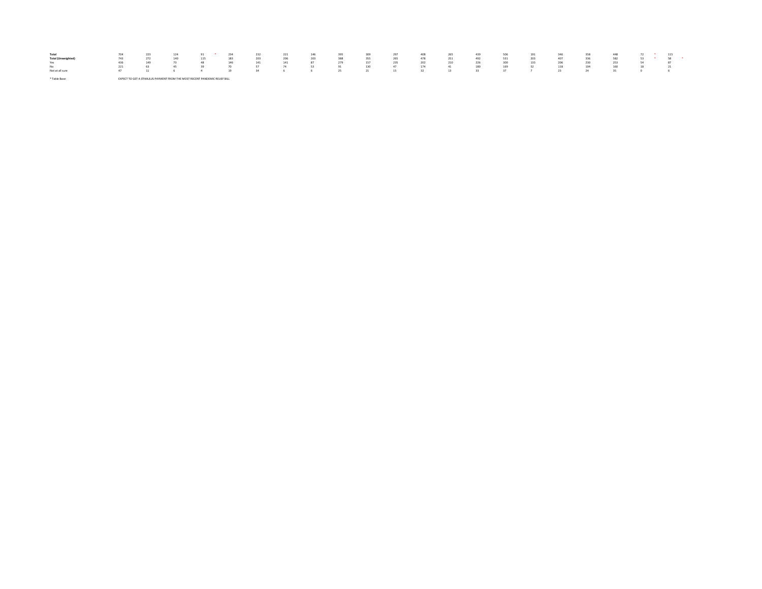| | | | | | | | | | | | | | | | | | | | | | |
|---|---|---|---|---|---|---|---|---|---|---|---|---|---|---|---|---|---|---|---|---|---|
| **Total** | 704 | 223 | 124 | 91 * | 234 | 232 | 221 | 146 | 395 | 309 | 297 | 408 | 265 | 439 | 506 | 191 | 346 | 358 | 448 | 72 * | 115 |
| **Total (Unweighted)** | 743 | 272 | 140 | 115 | 183 | 203 | 206 | 203 | 388 | 355 | 265 | 478 | 251 | 492 | 531 | 203 | 407 | 336 | 582 | 53 * | 58 * |
| Yes | 436 | 149 | 73 | 48 | 146 | 141 | 141 | 87 | 279 | 157 | 235 | 202 | 210 | 226 | 300 | 133 | 206 | 230 | 253 | 54 | 87 |
| No | 221 | 63 | 45 | 39 | 70 | 57 | 74 | 53 | 91 | 130 | 47 | 174 | 41 | 180 | 169 | 52 | 118 | 104 | 160 | 18 | 21 |
| Not at all sure | 47 | 11 | 6 | 4 | 19 | 34 | 6 | 6 | 25 | 21 | 15 | 32 | 13 | 33 | 37 | 7 | 23 | 24 | 35 | 0 | 6 |

* Table Base: EXPECT TO GET A STIMULUS PAYMENT FROM THE MOST RECENT PANDEMIC RELIEF BILL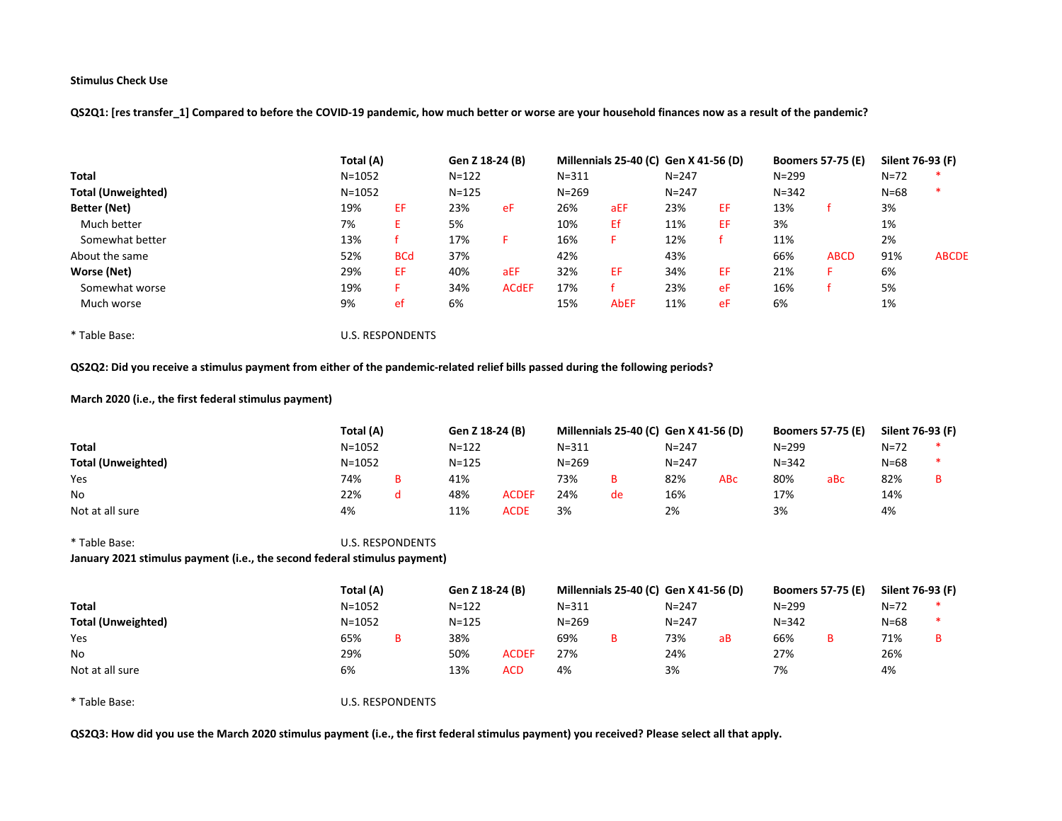**Stimulus Check Use**

**QS2Q1: [res transfer_1] Compared to before the COVID-19 pandemic, how much better or worse are your household finances now as a result of the pandemic?**

| | Total (A) | | Gen Z 18-24 (B) | | Millennials 25-40 (C) | | Gen X 41-56 (D) | | Boomers 57-75 (E) | | Silent 76-93 (F) | |
|---|---|---|---|---|---|---|---|---|---|---|---|---|
| **Total** | N=1052 | | N=122 | | N=311 | | N=247 | | N=299 | | N=72 | * |
| **Total (Unweighted)** | N=1052 | | N=125 | | N=269 | | N=247 | | N=342 | | N=68 | * |
| **Better (Net)** | 19% | EF | 23% | eF | 26% | aEF | 23% | EF | 13% | f | 3% | |
| Much better | 7% | E | 5% | | 10% | Ef | 11% | EF | 3% | | 1% | |
| Somewhat better | 13% | f | 17% | F | 16% | F | 12% | f | 11% | | 2% | |
| About the same | 52% | BCd | 37% | | 42% | | 43% | | 66% | ABCD | 91% | ABCDE |
| **Worse (Net)** | 29% | EF | 40% | aEF | 32% | EF | 34% | EF | 21% | F | 6% | |
| Somewhat worse | 19% | F | 34% | ACdEF | 17% | f | 23% | eF | 16% | f | 5% | |
| Much worse | 9% | ef | 6% | | 15% | AbEF | 11% | eF | 6% | | 1% | |

\* Table Base: U.S. RESPONDENTS

**QS2Q2: Did you receive a stimulus payment from either of the pandemic-related relief bills passed during the following periods?**

**March 2020 (i.e., the first federal stimulus payment)**

| | Total (A) | | Gen Z 18-24 (B) | | Millennials 25-40 (C) | | Gen X 41-56 (D) | | Boomers 57-75 (E) | | Silent 76-93 (F) | |
|---|---|---|---|---|---|---|---|---|---|---|---|---|
| **Total** | N=1052 | | N=122 | | N=311 | | N=247 | | N=299 | | N=72 | * |
| **Total (Unweighted)** | N=1052 | | N=125 | | N=269 | | N=247 | | N=342 | | N=68 | * |
| Yes | 74% | B | 41% | | 73% | B | 82% | ABc | 80% | aBc | 82% | B |
| No | 22% | d | 48% | ACDEF | 24% | de | 16% | | 17% | | 14% | |
| Not at all sure | 4% | | 11% | ACDE | 3% | | 2% | | 3% | | 4% | |

\* Table Base: U.S. RESPONDENTS

**January 2021 stimulus payment (i.e., the second federal stimulus payment)**

| | Total (A) | | Gen Z 18-24 (B) | | Millennials 25-40 (C) | | Gen X 41-56 (D) | | Boomers 57-75 (E) | | Silent 76-93 (F) | |
|---|---|---|---|---|---|---|---|---|---|---|---|---|
| **Total** | N=1052 | | N=122 | | N=311 | | N=247 | | N=299 | | N=72 | * |
| **Total (Unweighted)** | N=1052 | | N=125 | | N=269 | | N=247 | | N=342 | | N=68 | * |
| Yes | 65% | B | 38% | | 69% | B | 73% | aB | 66% | B | 71% | B |
| No | 29% | | 50% | ACDEF | 27% | | 24% | | 27% | | 26% | |
| Not at all sure | 6% | | 13% | ACD | 4% | | 3% | | 7% | | 4% | |

\* Table Base: U.S. RESPONDENTS

**QS2Q3: How did you use the March 2020 stimulus payment (i.e., the first federal stimulus payment) you received? Please select all that apply.**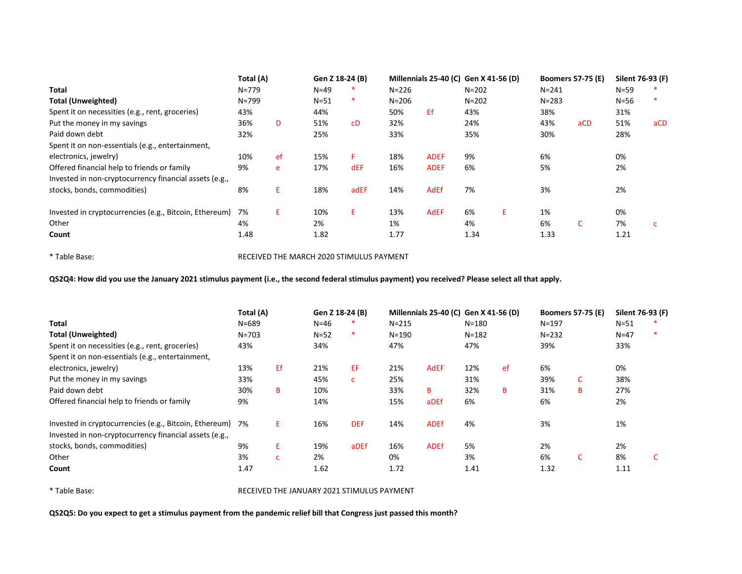| | Total (A) | | Gen Z 18-24 (B) | | Millennials 25-40 (C) | | Gen X 41-56 (D) | | Boomers 57-75 (E) | | Silent 76-93 (F) | |
|---|---|---|---|---|---|---|---|---|---|---|---|---|
| **Total** | N=779 | | N=49 | * | N=226 | | N=202 | | N=241 | | N=59 | * |
| **Total (Unweighted)** | N=799 | | N=51 | * | N=206 | | N=202 | | N=283 | | N=56 | * |
| Spent it on necessities (e.g., rent, groceries) | 43% | | 44% | | 50% | Ef | 43% | | 38% | | 31% | |
| Put the money in my savings | 36% | D | 51% | cD | 32% | | 24% | | 43% | aCD | 51% | aCD |
| Paid down debt | 32% | | 25% | | 33% | | 35% | | 30% | | 28% | |
| Spent it on non-essentials (e.g., entertainment, electronics, jewelry) | 10% | ef | 15% | F | 18% | ADEF | 9% | | 6% | | 0% | |
| Offered financial help to friends or family | 9% | e | 17% | dEF | 16% | ADEF | 6% | | 5% | | 2% | |
| Invested in non-cryptocurrency financial assets (e.g., stocks, bonds, commodities) | 8% | E | 18% | adEF | 14% | AdEf | 7% | | 3% | | 2% | |
| Invested in cryptocurrencies (e.g., Bitcoin, Ethereum) | 7% | E | 10% | E | 13% | AdEF | 6% | E | 1% | | 0% | |
| Other | 4% | | 2% | | 1% | | 4% | | 6% | C | 7% | c |
| **Count** | 1.48 | | 1.82 | | 1.77 | | 1.34 | | 1.33 | | 1.21 | |

* Table Base: RECEIVED THE MARCH 2020 STIMULUS PAYMENT

**QS2Q4: How did you use the January 2021 stimulus payment (i.e., the second federal stimulus payment) you received? Please select all that apply.**

| | Total (A) | | Gen Z 18-24 (B) | | Millennials 25-40 (C) | | Gen X 41-56 (D) | | Boomers 57-75 (E) | | Silent 76-93 (F) | |
|---|---|---|---|---|---|---|---|---|---|---|---|---|
| **Total** | N=689 | | N=46 | * | N=215 | | N=180 | | N=197 | | N=51 | * |
| **Total (Unweighted)** | N=703 | | N=52 | * | N=190 | | N=182 | | N=232 | | N=47 | * |
| Spent it on necessities (e.g., rent, groceries) | 43% | | 34% | | 47% | | 47% | | 39% | | 33% | |
| Spent it on non-essentials (e.g., entertainment, electronics, jewelry) | 13% | Ef | 21% | EF | 21% | AdEF | 12% | ef | 6% | | 0% | |
| Put the money in my savings | 33% | | 45% | c | 25% | | 31% | | 39% | C | 38% | |
| Paid down debt | 30% | B | 10% | | 33% | B | 32% | B | 31% | B | 27% | |
| Offered financial help to friends or family | 9% | | 14% | | 15% | aDEf | 6% | | 6% | | 2% | |
| Invested in cryptocurrencies (e.g., Bitcoin, Ethereum) | 7% | E | 16% | DEF | 14% | ADEf | 4% | | 3% | | 1% | |
| Invested in non-cryptocurrency financial assets (e.g., stocks, bonds, commodities) | 9% | E | 19% | aDEf | 16% | ADEf | 5% | | 2% | | 2% | |
| Other | 3% | c | 2% | | 0% | | 3% | | 6% | C | 8% | C |
| **Count** | 1.47 | | 1.62 | | 1.72 | | 1.41 | | 1.32 | | 1.11 | |

* Table Base: RECEIVED THE JANUARY 2021 STIMULUS PAYMENT

**QS2Q5: Do you expect to get a stimulus payment from the pandemic relief bill that Congress just passed this month?**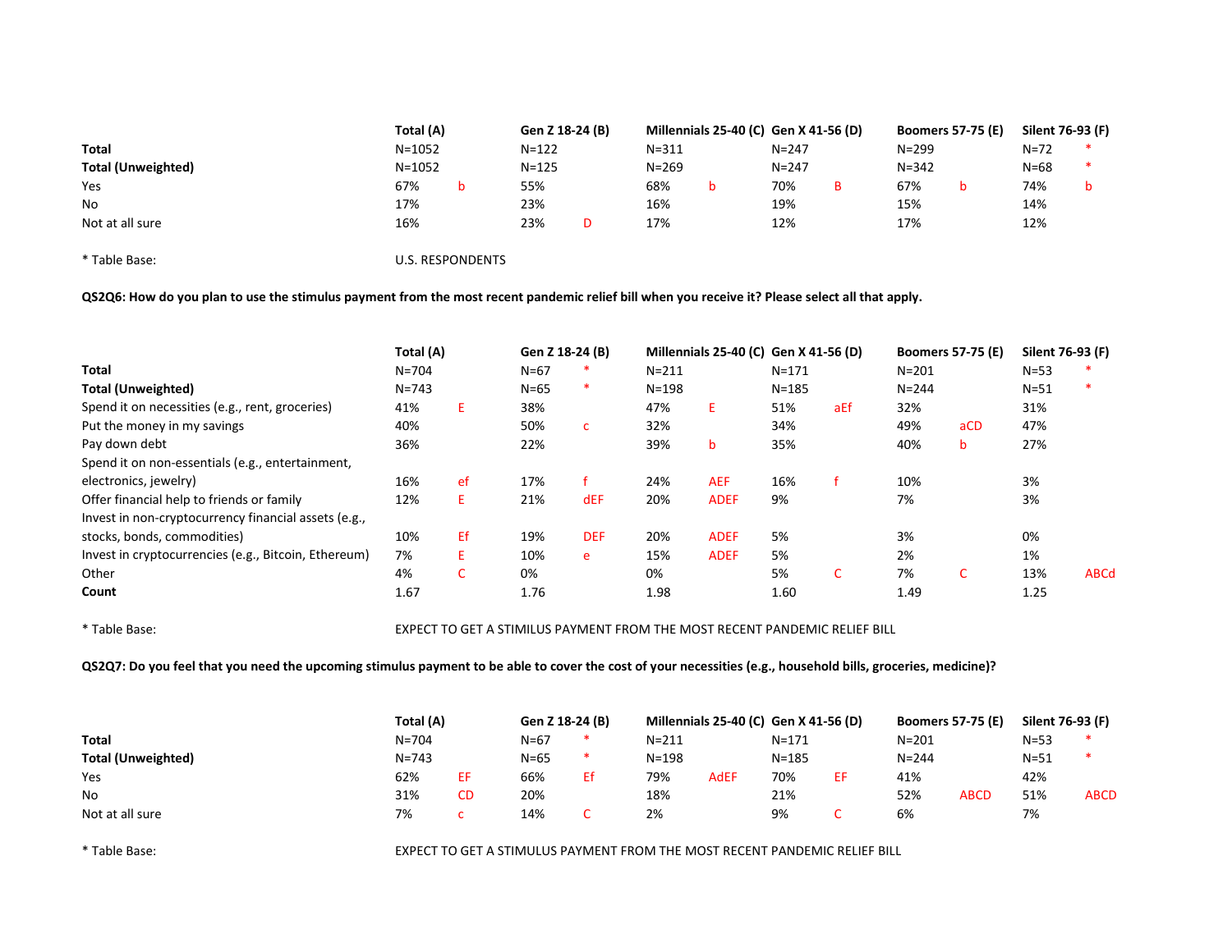| | Total (A) | | Gen Z 18-24 (B) | | Millennials 25-40 (C) | | Gen X 41-56 (D) | | Boomers 57-75 (E) | | Silent 76-93 (F) | |
|---|---|---|---|---|---|---|---|---|---|---|---|---|
| **Total** | N=1052 | | N=122 | | N=311 | | N=247 | | N=299 | | N=72 | * |
| **Total (Unweighted)** | N=1052 | | N=125 | | N=269 | | N=247 | | N=342 | | N=68 | * |
| Yes | 67% | b | 55% | | 68% | b | 70% | B | 67% | b | 74% | b |
| No | 17% | | 23% | | 16% | | 19% | | 15% | | 14% | |
| Not at all sure | 16% | | 23% | D | 17% | | 12% | | 17% | | 12% | |

\* Table Base: U.S. RESPONDENTS

**QS2Q6: How do you plan to use the stimulus payment from the most recent pandemic relief bill when you receive it? Please select all that apply.**

| | Total (A) | | Gen Z 18-24 (B) | | Millennials 25-40 (C) | | Gen X 41-56 (D) | | Boomers 57-75 (E) | | Silent 76-93 (F) | |
|---|---|---|---|---|---|---|---|---|---|---|---|---|
| **Total** | N=704 | | N=67 | * | N=211 | | N=171 | | N=201 | | N=53 | * |
| **Total (Unweighted)** | N=743 | | N=65 | * | N=198 | | N=185 | | N=244 | | N=51 | * |
| Spend it on necessities (e.g., rent, groceries) | 41% | E | 38% | | 47% | E | 51% | aEf | 32% | | 31% | |
| Put the money in my savings | 40% | | 50% | c | 32% | | 34% | | 49% | aCD | 47% | |
| Pay down debt | 36% | | 22% | | 39% | b | 35% | | 40% | b | 27% | |
| Spend it on non-essentials (e.g., entertainment, electronics, jewelry) | 16% | ef | 17% | f | 24% | AEF | 16% | f | 10% | | 3% | |
| Offer financial help to friends or family | 12% | E | 21% | dEF | 20% | ADEF | 9% | | 7% | | 3% | |
| Invest in non-cryptocurrency financial assets (e.g., stocks, bonds, commodities) | 10% | Ef | 19% | DEF | 20% | ADEF | 5% | | 3% | | 0% | |
| Invest in cryptocurrencies (e.g., Bitcoin, Ethereum) | 7% | E | 10% | e | 15% | ADEF | 5% | | 2% | | 1% | |
| Other | 4% | C | 0% | | 0% | | 5% | C | 7% | C | 13% | ABCd |
| **Count** | 1.67 | | 1.76 | | 1.98 | | 1.60 | | 1.49 | | 1.25 | |

\* Table Base: EXPECT TO GET A STIMULUS PAYMENT FROM THE MOST RECENT PANDEMIC RELIEF BILL

**QS2Q7: Do you feel that you need the upcoming stimulus payment to be able to cover the cost of your necessities (e.g., household bills, groceries, medicine)?**

| | Total (A) | | Gen Z 18-24 (B) | | Millennials 25-40 (C) | | Gen X 41-56 (D) | | Boomers 57-75 (E) | | Silent 76-93 (F) | |
|---|---|---|---|---|---|---|---|---|---|---|---|---|
| **Total** | N=704 | | N=67 | * | N=211 | | N=171 | | N=201 | | N=53 | * |
| **Total (Unweighted)** | N=743 | | N=65 | * | N=198 | | N=185 | | N=244 | | N=51 | * |
| Yes | 62% | EF | 66% | Ef | 79% | AdEF | 70% | EF | 41% | | 42% | |
| No | 31% | CD | 20% | | 18% | | 21% | | 52% | ABCD | 51% | ABCD |
| Not at all sure | 7% | c | 14% | C | 2% | | 9% | C | 6% | | 7% | |

\* Table Base: EXPECT TO GET A STIMULUS PAYMENT FROM THE MOST RECENT PANDEMIC RELIEF BILL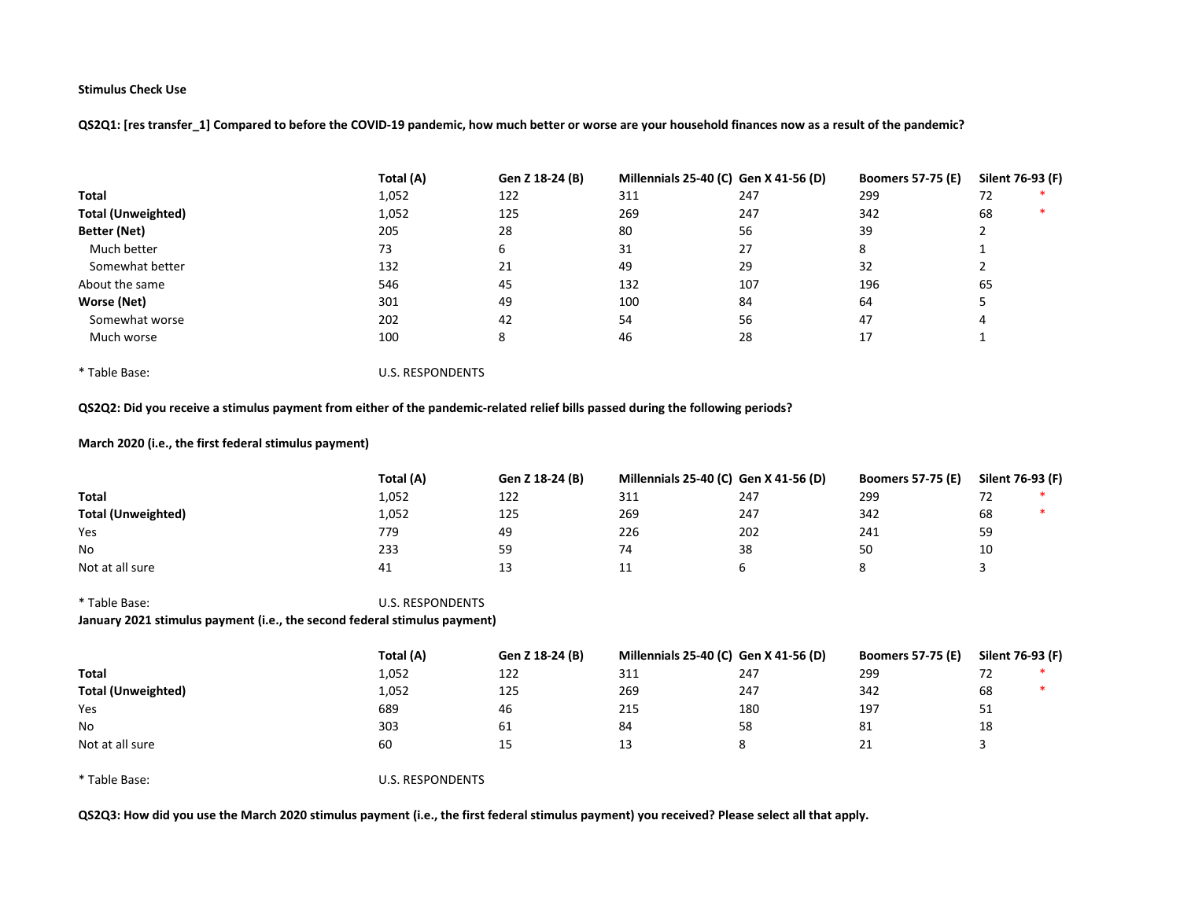**Stimulus Check Use**

**QS2Q1: [res transfer_1] Compared to before the COVID-19 pandemic, how much better or worse are your household finances now as a result of the pandemic?**

| | Total (A) | Gen Z 18-24 (B) | Millennials 25-40 (C) | Gen X 41-56 (D) | Boomers 57-75 (E) | Silent 76-93 (F) | |
|---|---|---|---|---|---|---|---|
| **Total** | 1,052 | 122 | 311 | 247 | 299 | 72 | * |
| **Total (Unweighted)** | 1,052 | 125 | 269 | 247 | 342 | 68 | * |
| **Better (Net)** | 205 | 28 | 80 | 56 | 39 | 2 | |
| Much better | 73 | 6 | 31 | 27 | 8 | 1 | |
| Somewhat better | 132 | 21 | 49 | 29 | 32 | 2 | |
| About the same | 546 | 45 | 132 | 107 | 196 | 65 | |
| **Worse (Net)** | 301 | 49 | 100 | 84 | 64 | 5 | |
| Somewhat worse | 202 | 42 | 54 | 56 | 47 | 4 | |
| Much worse | 100 | 8 | 46 | 28 | 17 | 1 | |

* Table Base: U.S. RESPONDENTS

**QS2Q2: Did you receive a stimulus payment from either of the pandemic-related relief bills passed during the following periods?**

**March 2020 (i.e., the first federal stimulus payment)**

| | Total (A) | Gen Z 18-24 (B) | Millennials 25-40 (C) | Gen X 41-56 (D) | Boomers 57-75 (E) | Silent 76-93 (F) | |
|---|---|---|---|---|---|---|---|
| **Total** | 1,052 | 122 | 311 | 247 | 299 | 72 | * |
| **Total (Unweighted)** | 1,052 | 125 | 269 | 247 | 342 | 68 | * |
| Yes | 779 | 49 | 226 | 202 | 241 | 59 | |
| No | 233 | 59 | 74 | 38 | 50 | 10 | |
| Not at all sure | 41 | 13 | 11 | 6 | 8 | 3 | |

* Table Base: U.S. RESPONDENTS

**January 2021 stimulus payment (i.e., the second federal stimulus payment)**

| | Total (A) | Gen Z 18-24 (B) | Millennials 25-40 (C) | Gen X 41-56 (D) | Boomers 57-75 (E) | Silent 76-93 (F) | |
|---|---|---|---|---|---|---|---|
| **Total** | 1,052 | 122 | 311 | 247 | 299 | 72 | * |
| **Total (Unweighted)** | 1,052 | 125 | 269 | 247 | 342 | 68 | * |
| Yes | 689 | 46 | 215 | 180 | 197 | 51 | |
| No | 303 | 61 | 84 | 58 | 81 | 18 | |
| Not at all sure | 60 | 15 | 13 | 8 | 21 | 3 | |

* Table Base: U.S. RESPONDENTS

**QS2Q3: How did you use the March 2020 stimulus payment (i.e., the first federal stimulus payment) you received? Please select all that apply.**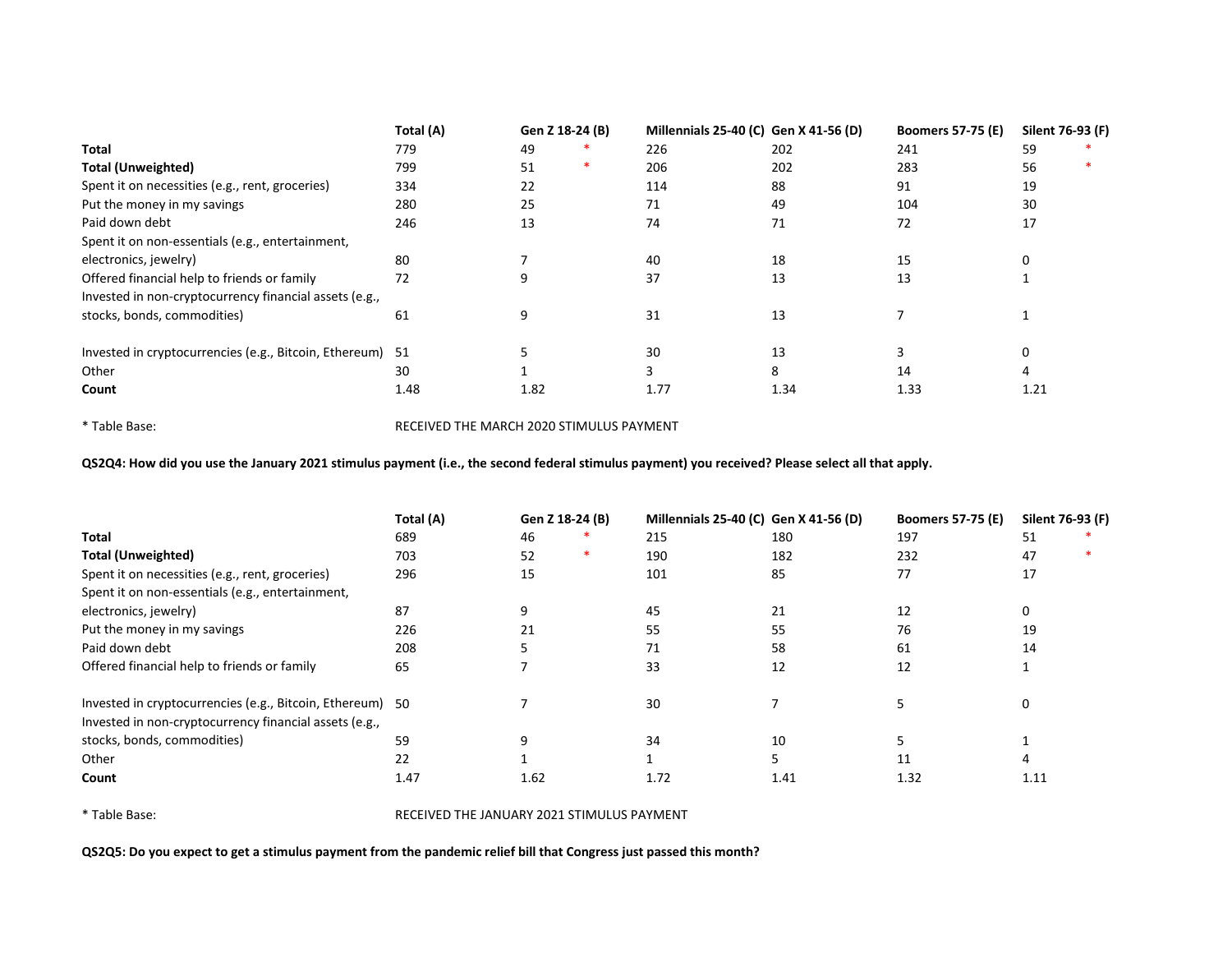| | Total (A) | Gen Z 18-24 (B) | Millennials 25-40 (C) | Gen X 41-56 (D) | Boomers 57-75 (E) | Silent 76-93 (F) |
|---|---|---|---|---|---|---|
| **Total** | 779 | 49 * | 226 | 202 | 241 | 59 * |
| **Total (Unweighted)** | 799 | 51 * | 206 | 202 | 283 | 56 * |
| Spent it on necessities (e.g., rent, groceries) | 334 | 22 | 114 | 88 | 91 | 19 |
| Put the money in my savings | 280 | 25 | 71 | 49 | 104 | 30 |
| Paid down debt | 246 | 13 | 74 | 71 | 72 | 17 |
| Spent it on non-essentials (e.g., entertainment, electronics, jewelry) | 80 | 7 | 40 | 18 | 15 | 0 |
| Offered financial help to friends or family | 72 | 9 | 37 | 13 | 13 | 1 |
| Invested in non-cryptocurrency financial assets (e.g., stocks, bonds, commodities) | 61 | 9 | 31 | 13 | 7 | 1 |
| Invested in cryptocurrencies (e.g., Bitcoin, Ethereum) | 51 | 5 | 30 | 13 | 3 | 0 |
| Other | 30 | 1 | 3 | 8 | 14 | 4 |
| **Count** | 1.48 | 1.82 | 1.77 | 1.34 | 1.33 | 1.21 |

* Table Base: RECEIVED THE MARCH 2020 STIMULUS PAYMENT

**QS2Q4: How did you use the January 2021 stimulus payment (i.e., the second federal stimulus payment) you received? Please select all that apply.**

| | Total (A) | Gen Z 18-24 (B) | Millennials 25-40 (C) | Gen X 41-56 (D) | Boomers 57-75 (E) | Silent 76-93 (F) |
|---|---|---|---|---|---|---|
| **Total** | 689 | 46 * | 215 | 180 | 197 | 51 * |
| **Total (Unweighted)** | 703 | 52 * | 190 | 182 | 232 | 47 * |
| Spent it on necessities (e.g., rent, groceries) | 296 | 15 | 101 | 85 | 77 | 17 |
| Spent it on non-essentials (e.g., entertainment, electronics, jewelry) | 87 | 9 | 45 | 21 | 12 | 0 |
| Put the money in my savings | 226 | 21 | 55 | 55 | 76 | 19 |
| Paid down debt | 208 | 5 | 71 | 58 | 61 | 14 |
| Offered financial help to friends or family | 65 | 7 | 33 | 12 | 12 | 1 |
| Invested in cryptocurrencies (e.g., Bitcoin, Ethereum) | 50 | 7 | 30 | 7 | 5 | 0 |
| Invested in non-cryptocurrency financial assets (e.g., stocks, bonds, commodities) | 59 | 9 | 34 | 10 | 5 | 1 |
| Other | 22 | 1 | 1 | 5 | 11 | 4 |
| **Count** | 1.47 | 1.62 | 1.72 | 1.41 | 1.32 | 1.11 |

* Table Base: RECEIVED THE JANUARY 2021 STIMULUS PAYMENT

**QS2Q5: Do you expect to get a stimulus payment from the pandemic relief bill that Congress just passed this month?**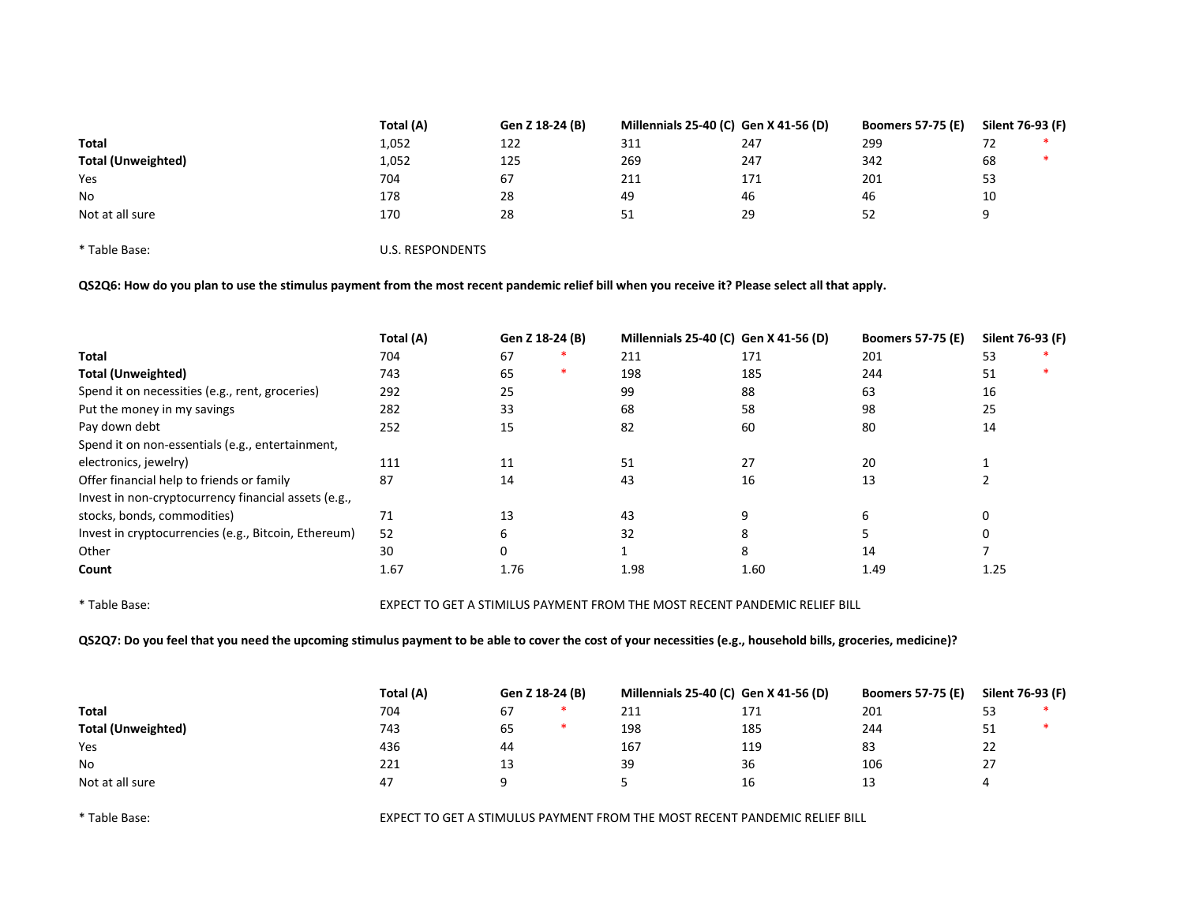| | Total (A) | Gen Z 18-24 (B) | Millennials 25-40 (C) | Gen X 41-56 (D) | Boomers 57-75 (E) | Silent 76-93 (F) |
|---|---|---|---|---|---|---|
| **Total** | 1,052 | 122 | 311 | 247 | 299 | 72 * |
| **Total (Unweighted)** | 1,052 | 125 | 269 | 247 | 342 | 68 * |
| Yes | 704 | 67 | 211 | 171 | 201 | 53 |
| No | 178 | 28 | 49 | 46 | 46 | 10 |
| Not at all sure | 170 | 28 | 51 | 29 | 52 | 9 |

* Table Base: U.S. RESPONDENTS

**QS2Q6: How do you plan to use the stimulus payment from the most recent pandemic relief bill when you receive it? Please select all that apply.**

| | Total (A) | Gen Z 18-24 (B) | Millennials 25-40 (C) | Gen X 41-56 (D) | Boomers 57-75 (E) | Silent 76-93 (F) |
|---|---|---|---|---|---|---|
| **Total** | 704 | 67 * | 211 | 171 | 201 | 53 * |
| **Total (Unweighted)** | 743 | 65 * | 198 | 185 | 244 | 51 * |
| Spend it on necessities (e.g., rent, groceries) | 292 | 25 | 99 | 88 | 63 | 16 |
| Put the money in my savings | 282 | 33 | 68 | 58 | 98 | 25 |
| Pay down debt | 252 | 15 | 82 | 60 | 80 | 14 |
| Spend it on non-essentials (e.g., entertainment, electronics, jewelry) | 111 | 11 | 51 | 27 | 20 | 1 |
| Offer financial help to friends or family | 87 | 14 | 43 | 16 | 13 | 2 |
| Invest in non-cryptocurrency financial assets (e.g., stocks, bonds, commodities) | 71 | 13 | 43 | 9 | 6 | 0 |
| Invest in cryptocurrencies (e.g., Bitcoin, Ethereum) | 52 | 6 | 32 | 8 | 5 | 0 |
| Other | 30 | 0 | 1 | 8 | 14 | 7 |
| **Count** | 1.67 | 1.76 | 1.98 | 1.60 | 1.49 | 1.25 |

* Table Base: EXPECT TO GET A STIMULUS PAYMENT FROM THE MOST RECENT PANDEMIC RELIEF BILL

**QS2Q7: Do you feel that you need the upcoming stimulus payment to be able to cover the cost of your necessities (e.g., household bills, groceries, medicine)?**

| | Total (A) | Gen Z 18-24 (B) | Millennials 25-40 (C) | Gen X 41-56 (D) | Boomers 57-75 (E) | Silent 76-93 (F) |
|---|---|---|---|---|---|---|
| **Total** | 704 | 67 * | 211 | 171 | 201 | 53 * |
| **Total (Unweighted)** | 743 | 65 * | 198 | 185 | 244 | 51 * |
| Yes | 436 | 44 | 167 | 119 | 83 | 22 |
| No | 221 | 13 | 39 | 36 | 106 | 27 |
| Not at all sure | 47 | 9 | 5 | 16 | 13 | 4 |

* Table Base: EXPECT TO GET A STIMULUS PAYMENT FROM THE MOST RECENT PANDEMIC RELIEF BILL